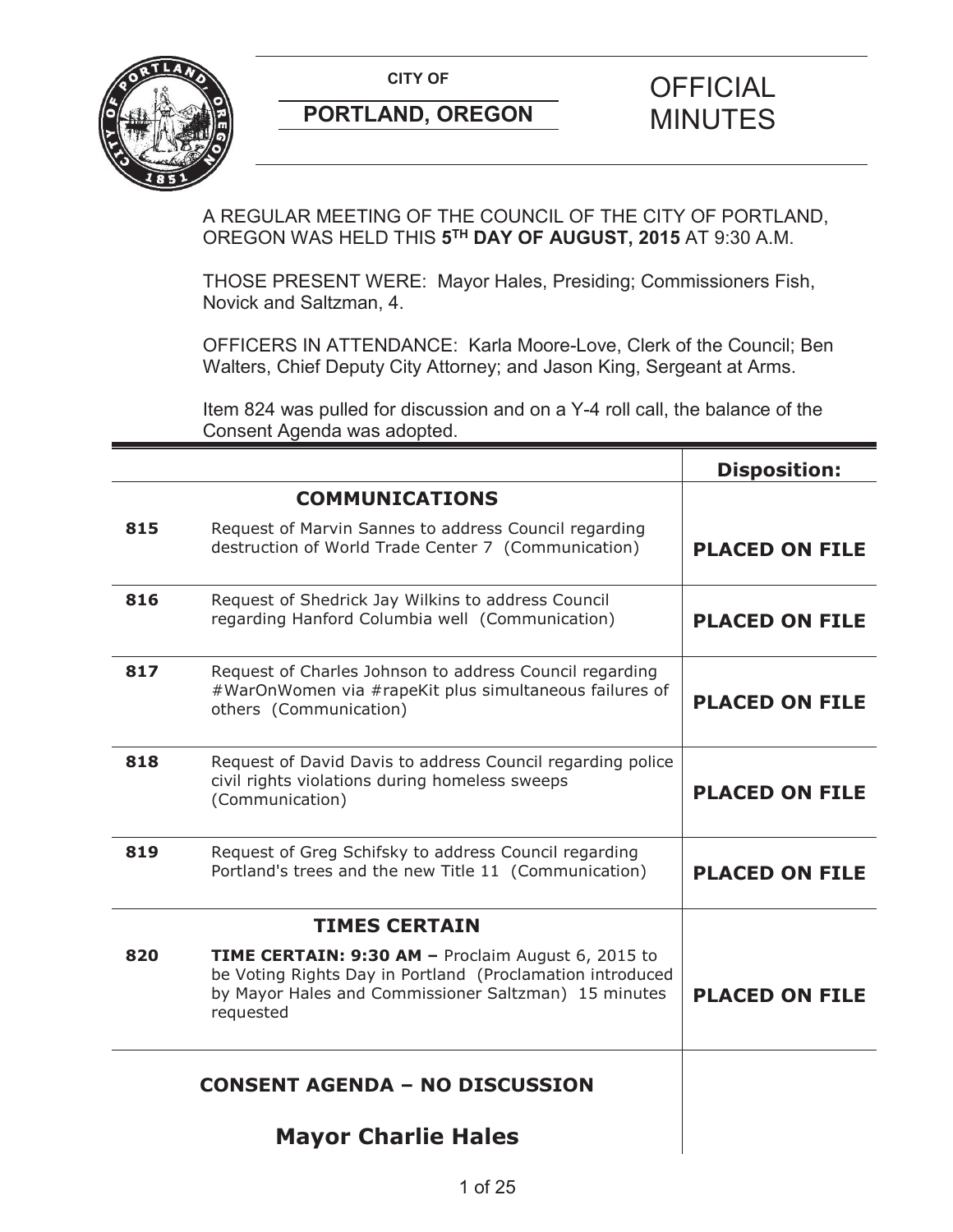**CITY OF**

**PORTLAND, OREGON**

# OFFICIAL MINUTES

A REGULAR MEETING OF THE COUNCIL OF THE CITY OF PORTLAND, OREGON WAS HELD THIS **5TH DAY OF AUGUST, 2015** AT 9:30 A.M.

THOSE PRESENT WERE: Mayor Hales, Presiding; Commissioners Fish, Novick and Saltzman, 4.

OFFICERS IN ATTENDANCE: Karla Moore-Love, Clerk of the Council; Ben Walters, Chief Deputy City Attorney; and Jason King, Sergeant at Arms.

Item 824 was pulled for discussion and on a Y-4 roll call, the balance of the Consent Agenda was adopted.

| | | **Disposition:** |
|---|---|---|
| | **COMMUNICATIONS** | |
| **815** | Request of Marvin Sannes to address Council regarding destruction of World Trade Center 7 (Communication) | **PLACED ON FILE** |
| **816** | Request of Shedrick Jay Wilkins to address Council regarding Hanford Columbia well (Communication) | **PLACED ON FILE** |
| **817** | Request of Charles Johnson to address Council regarding #WarOnWomen via #rapeKit plus simultaneous failures of others (Communication) | **PLACED ON FILE** |
| **818** | Request of David Davis to address Council regarding police civil rights violations during homeless sweeps (Communication) | **PLACED ON FILE** |
| **819** | Request of Greg Schifsky to address Council regarding Portland's trees and the new Title 11 (Communication) | **PLACED ON FILE** |
| | **TIMES CERTAIN** | |
| **820** | **TIME CERTAIN: 9:30 AM –** Proclaim August 6, 2015 to be Voting Rights Day in Portland (Proclamation introduced by Mayor Hales and Commissioner Saltzman) 15 minutes requested | **PLACED ON FILE** |
| | **CONSENT AGENDA – NO DISCUSSION** | |
| | **Mayor Charlie Hales** | |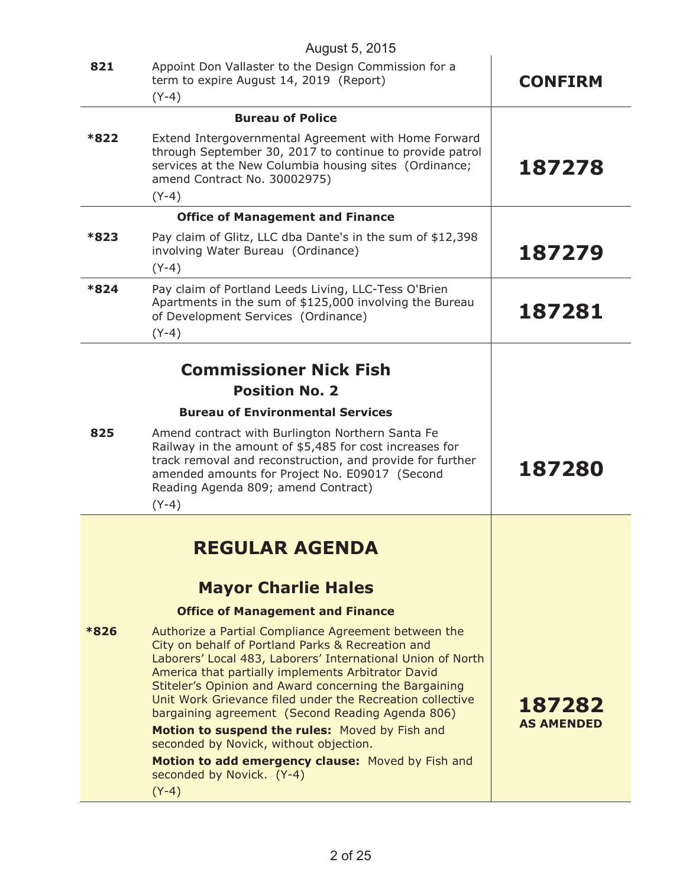August 5, 2015

| | | |
|---|---|---|
| **821** | Appoint Don Vallaster to the Design Commission for a term to expire August 14, 2019 (Report)<br>(Y-4) | **CONFIRM** |
| | **Bureau of Police** | |
| **\*822** | Extend Intergovernmental Agreement with Home Forward through September 30, 2017 to continue to provide patrol services at the New Columbia housing sites (Ordinance; amend Contract No. 30002975)<br>(Y-4) | **187278** |
| | **Office of Management and Finance** | |
| **\*823** | Pay claim of Glitz, LLC dba Dante's in the sum of $12,398 involving Water Bureau (Ordinance)<br>(Y-4) | **187279** |
| **\*824** | Pay claim of Portland Leeds Living, LLC-Tess O'Brien Apartments in the sum of $125,000 involving the Bureau of Development Services (Ordinance)<br>(Y-4) | **187281** |
| | **Commissioner Nick Fish**<br>**Position No. 2**<br>**Bureau of Environmental Services** | |
| **825** | Amend contract with Burlington Northern Santa Fe Railway in the amount of $5,485 for cost increases for track removal and reconstruction, and provide for further amended amounts for Project No. E09017 (Second Reading Agenda 809; amend Contract)<br>(Y-4) | **187280** |
| | **REGULAR AGENDA**<br>**Mayor Charlie Hales**<br>**Office of Management and Finance** | |
| **\*826** | Authorize a Partial Compliance Agreement between the City on behalf of Portland Parks & Recreation and Laborers' Local 483, Laborers' International Union of North America that partially implements Arbitrator David Stiteler's Opinion and Award concerning the Bargaining Unit Work Grievance filed under the Recreation collective bargaining agreement (Second Reading Agenda 806)<br>**Motion to suspend the rules:** Moved by Fish and seconded by Novick, without objection.<br>**Motion to add emergency clause:** Moved by Fish and seconded by Novick. (Y-4)<br>(Y-4) | **187282**<br>**AS AMENDED** |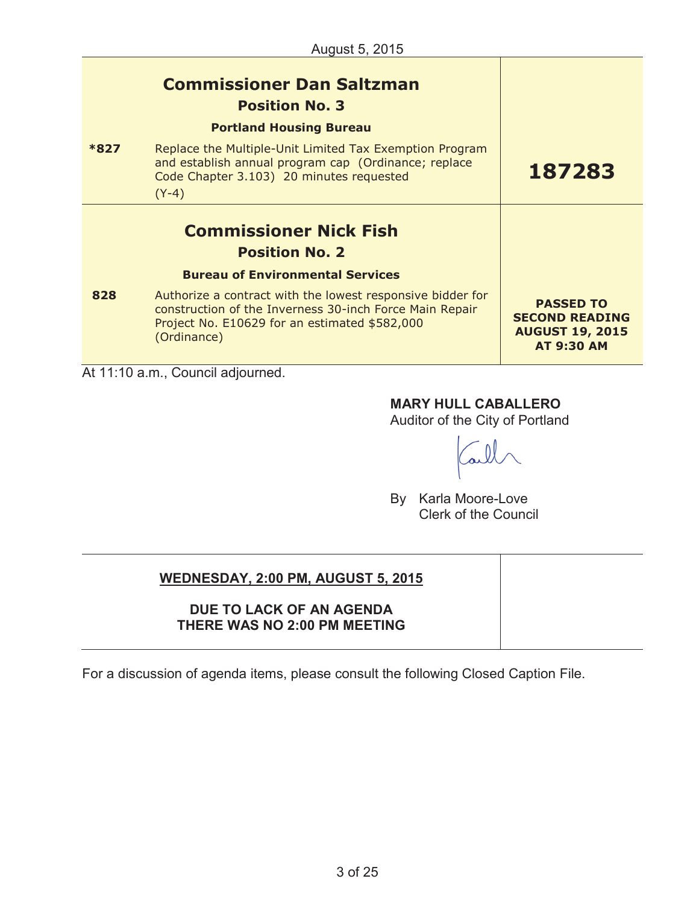August 5, 2015

| | | |
|---|---|---|
| | **Commissioner Dan Saltzman**<br>**Position No. 3**<br>**Portland Housing Bureau** | |
| ***827** | Replace the Multiple-Unit Limited Tax Exemption Program and establish annual program cap (Ordinance; replace Code Chapter 3.103) 20 minutes requested<br>(Y-4) | **187283** |
| | **Commissioner Nick Fish**<br>**Position No. 2**<br>**Bureau of Environmental Services** | |
| **828** | Authorize a contract with the lowest responsive bidder for construction of the Inverness 30-inch Force Main Repair Project No. E10629 for an estimated $582,000 (Ordinance) | **PASSED TO SECOND READING AUGUST 19, 2015 AT 9:30 AM** |

At 11:10 a.m., Council adjourned.

**MARY HULL CABALLERO**
Auditor of the City of Portland

By Karla Moore-Love
Clerk of the Council

| | |
|---|---|
| **WEDNESDAY, 2:00 PM, AUGUST 5, 2015**<br><br>**DUE TO LACK OF AN AGENDA THERE WAS NO 2:00 PM MEETING** | |

For a discussion of agenda items, please consult the following Closed Caption File.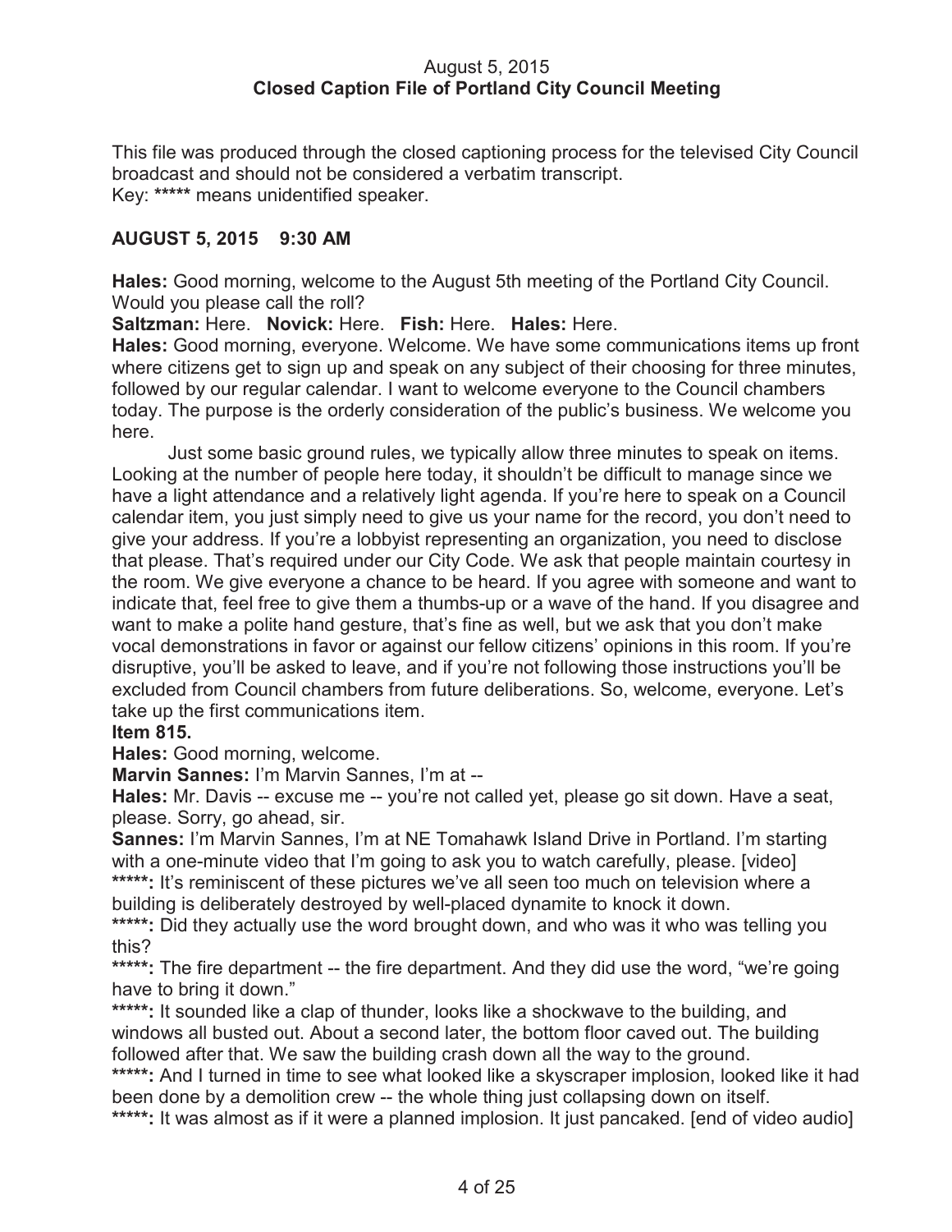August 5, 2015
**Closed Caption File of Portland City Council Meeting**

This file was produced through the closed captioning process for the televised City Council broadcast and should not be considered a verbatim transcript.
Key: ***** means unidentified speaker.

**AUGUST 5, 2015 9:30 AM**

**Hales:** Good morning, welcome to the August 5th meeting of the Portland City Council. Would you please call the roll?

**Saltzman:** Here. **Novick:** Here. **Fish:** Here. **Hales:** Here.

**Hales:** Good morning, everyone. Welcome. We have some communications items up front where citizens get to sign up and speak on any subject of their choosing for three minutes, followed by our regular calendar. I want to welcome everyone to the Council chambers today. The purpose is the orderly consideration of the public's business. We welcome you here.

Just some basic ground rules, we typically allow three minutes to speak on items. Looking at the number of people here today, it shouldn't be difficult to manage since we have a light attendance and a relatively light agenda. If you're here to speak on a Council calendar item, you just simply need to give us your name for the record, you don't need to give your address. If you're a lobbyist representing an organization, you need to disclose that please. That's required under our City Code. We ask that people maintain courtesy in the room. We give everyone a chance to be heard. If you agree with someone and want to indicate that, feel free to give them a thumbs-up or a wave of the hand. If you disagree and want to make a polite hand gesture, that's fine as well, but we ask that you don't make vocal demonstrations in favor or against our fellow citizens' opinions in this room. If you're disruptive, you'll be asked to leave, and if you're not following those instructions you'll be excluded from Council chambers from future deliberations. So, welcome, everyone. Let's take up the first communications item.

**Item 815.**

**Hales:** Good morning, welcome.

**Marvin Sannes:** I'm Marvin Sannes, I'm at --

**Hales:** Mr. Davis -- excuse me -- you're not called yet, please go sit down. Have a seat, please. Sorry, go ahead, sir.

**Sannes:** I'm Marvin Sannes, I'm at NE Tomahawk Island Drive in Portland. I'm starting with a one-minute video that I'm going to ask you to watch carefully, please. [video]

*****: It's reminiscent of these pictures we've all seen too much on television where a building is deliberately destroyed by well-placed dynamite to knock it down.

*****: Did they actually use the word brought down, and who was it who was telling you this?

*****: The fire department -- the fire department. And they did use the word, "we're going have to bring it down."

*****: It sounded like a clap of thunder, looks like a shockwave to the building, and windows all busted out. About a second later, the bottom floor caved out. The building followed after that. We saw the building crash down all the way to the ground.

*****: And I turned in time to see what looked like a skyscraper implosion, looked like it had been done by a demolition crew -- the whole thing just collapsing down on itself.

*****: It was almost as if it were a planned implosion. It just pancaked. [end of video audio]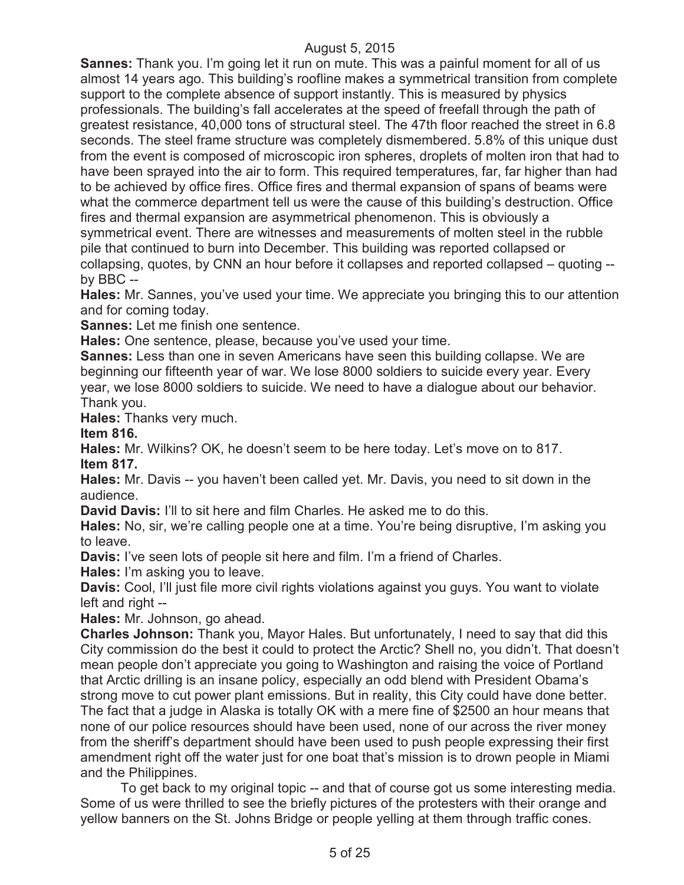**Sannes:** Thank you. I'm going let it run on mute. This was a painful moment for all of us almost 14 years ago. This building's roofline makes a symmetrical transition from complete support to the complete absence of support instantly. This is measured by physics professionals. The building's fall accelerates at the speed of freefall through the path of greatest resistance, 40,000 tons of structural steel. The 47th floor reached the street in 6.8 seconds. The steel frame structure was completely dismembered. 5.8% of this unique dust from the event is composed of microscopic iron spheres, droplets of molten iron that had to have been sprayed into the air to form. This required temperatures, far, far higher than had to be achieved by office fires. Office fires and thermal expansion of spans of beams were what the commerce department tell us were the cause of this building's destruction. Office fires and thermal expansion are asymmetrical phenomenon. This is obviously a symmetrical event. There are witnesses and measurements of molten steel in the rubble pile that continued to burn into December. This building was reported collapsed or collapsing, quotes, by CNN an hour before it collapses and reported collapsed – quoting -- by BBC --

**Hales:** Mr. Sannes, you've used your time. We appreciate you bringing this to our attention and for coming today.

**Sannes:** Let me finish one sentence.

**Hales:** One sentence, please, because you've used your time.

**Sannes:** Less than one in seven Americans have seen this building collapse. We are beginning our fifteenth year of war. We lose 8000 soldiers to suicide every year. Every year, we lose 8000 soldiers to suicide. We need to have a dialogue about our behavior. Thank you.

**Hales:** Thanks very much.

**Item 816.**

**Hales:** Mr. Wilkins? OK, he doesn't seem to be here today. Let's move on to 817.

**Item 817.**

**Hales:** Mr. Davis -- you haven't been called yet. Mr. Davis, you need to sit down in the audience.

**David Davis:** I'll to sit here and film Charles. He asked me to do this.

**Hales:** No, sir, we're calling people one at a time. You're being disruptive, I'm asking you to leave.

**Davis:** I've seen lots of people sit here and film. I'm a friend of Charles.

**Hales:** I'm asking you to leave.

**Davis:** Cool, I'll just file more civil rights violations against you guys. You want to violate left and right --

**Hales:** Mr. Johnson, go ahead.

**Charles Johnson:** Thank you, Mayor Hales. But unfortunately, I need to say that did this City commission do the best it could to protect the Arctic? Shell no, you didn't. That doesn't mean people don't appreciate you going to Washington and raising the voice of Portland that Arctic drilling is an insane policy, especially an odd blend with President Obama's strong move to cut power plant emissions. But in reality, this City could have done better. The fact that a judge in Alaska is totally OK with a mere fine of $2500 an hour means that none of our police resources should have been used, none of our across the river money from the sheriff's department should have been used to push people expressing their first amendment right off the water just for one boat that's mission is to drown people in Miami and the Philippines.

To get back to my original topic -- and that of course got us some interesting media. Some of us were thrilled to see the briefly pictures of the protesters with their orange and yellow banners on the St. Johns Bridge or people yelling at them through traffic cones.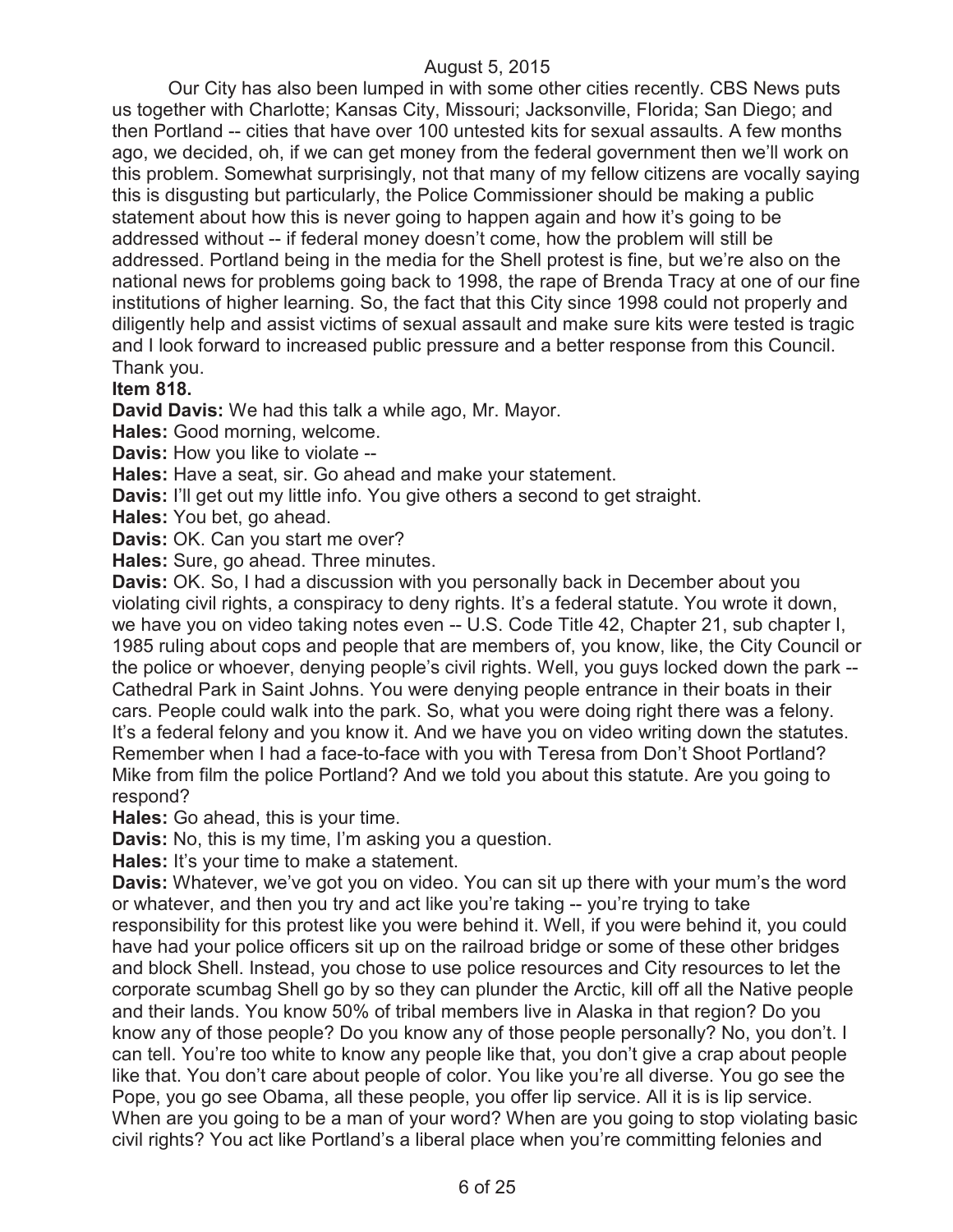Our City has also been lumped in with some other cities recently. CBS News puts us together with Charlotte; Kansas City, Missouri; Jacksonville, Florida; San Diego; and then Portland -- cities that have over 100 untested kits for sexual assaults. A few months ago, we decided, oh, if we can get money from the federal government then we'll work on this problem. Somewhat surprisingly, not that many of my fellow citizens are vocally saying this is disgusting but particularly, the Police Commissioner should be making a public statement about how this is never going to happen again and how it's going to be addressed without -- if federal money doesn't come, how the problem will still be addressed. Portland being in the media for the Shell protest is fine, but we're also on the national news for problems going back to 1998, the rape of Brenda Tracy at one of our fine institutions of higher learning. So, the fact that this City since 1998 could not properly and diligently help and assist victims of sexual assault and make sure kits were tested is tragic and I look forward to increased public pressure and a better response from this Council. Thank you.

**Item 818.**

**David Davis:** We had this talk a while ago, Mr. Mayor.

**Hales:** Good morning, welcome.

**Davis:** How you like to violate --

**Hales:** Have a seat, sir. Go ahead and make your statement.

**Davis:** I'll get out my little info. You give others a second to get straight.

**Hales:** You bet, go ahead.

**Davis:** OK. Can you start me over?

**Hales:** Sure, go ahead. Three minutes.

**Davis:** OK. So, I had a discussion with you personally back in December about you violating civil rights, a conspiracy to deny rights. It's a federal statute. You wrote it down, we have you on video taking notes even -- U.S. Code Title 42, Chapter 21, sub chapter I, 1985 ruling about cops and people that are members of, you know, like, the City Council or the police or whoever, denying people's civil rights. Well, you guys locked down the park -- Cathedral Park in Saint Johns. You were denying people entrance in their boats in their cars. People could walk into the park. So, what you were doing right there was a felony. It's a federal felony and you know it. And we have you on video writing down the statutes. Remember when I had a face-to-face with you with Teresa from Don't Shoot Portland? Mike from film the police Portland? And we told you about this statute. Are you going to respond?

**Hales:** Go ahead, this is your time.

**Davis:** No, this is my time, I'm asking you a question.

**Hales:** It's your time to make a statement.

**Davis:** Whatever, we've got you on video. You can sit up there with your mum's the word or whatever, and then you try and act like you're taking -- you're trying to take responsibility for this protest like you were behind it. Well, if you were behind it, you could have had your police officers sit up on the railroad bridge or some of these other bridges and block Shell. Instead, you chose to use police resources and City resources to let the corporate scumbag Shell go by so they can plunder the Arctic, kill off all the Native people and their lands. You know 50% of tribal members live in Alaska in that region? Do you know any of those people? Do you know any of those people personally? No, you don't. I can tell. You're too white to know any people like that, you don't give a crap about people like that. You don't care about people of color. You like you're all diverse. You go see the Pope, you go see Obama, all these people, you offer lip service. All it is is lip service. When are you going to be a man of your word? When are you going to stop violating basic civil rights? You act like Portland's a liberal place when you're committing felonies and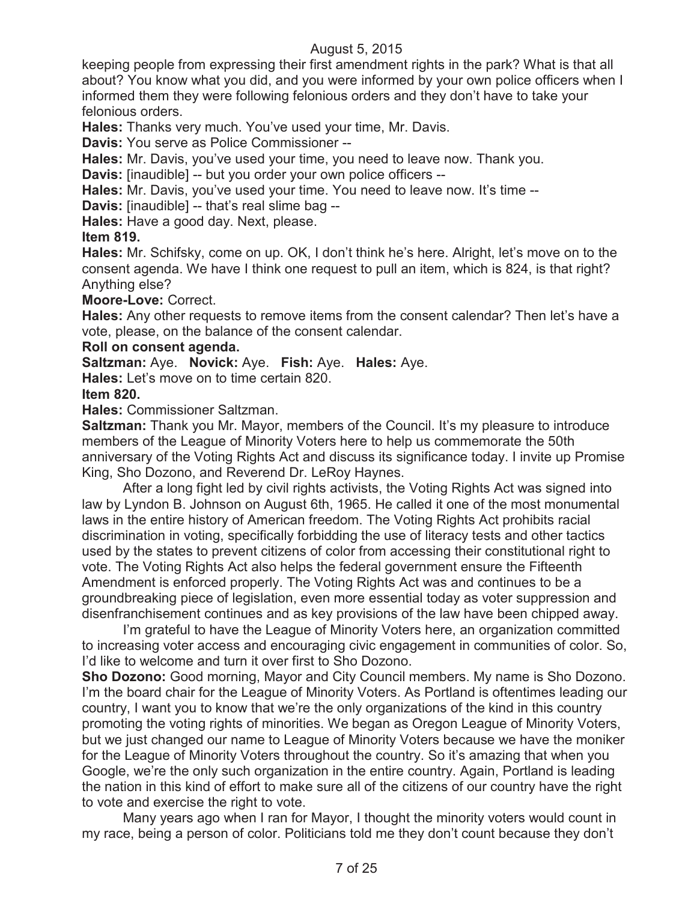keeping people from expressing their first amendment rights in the park? What is that all about? You know what you did, and you were informed by your own police officers when I informed them they were following felonious orders and they don't have to take your felonious orders.

**Hales:** Thanks very much. You've used your time, Mr. Davis.

**Davis:** You serve as Police Commissioner --

**Hales:** Mr. Davis, you've used your time, you need to leave now. Thank you.

**Davis:** [inaudible] -- but you order your own police officers --

**Hales:** Mr. Davis, you've used your time. You need to leave now. It's time --

**Davis:** [inaudible] -- that's real slime bag --

**Hales:** Have a good day. Next, please.

**Item 819.**

**Hales:** Mr. Schifsky, come on up. OK, I don't think he's here. Alright, let's move on to the consent agenda. We have I think one request to pull an item, which is 824, is that right? Anything else?

**Moore-Love:** Correct.

**Hales:** Any other requests to remove items from the consent calendar? Then let's have a vote, please, on the balance of the consent calendar.

**Roll on consent agenda.**

**Saltzman:** Aye. **Novick:** Aye. **Fish:** Aye. **Hales:** Aye.

**Hales:** Let's move on to time certain 820.

**Item 820.**

**Hales:** Commissioner Saltzman.

**Saltzman:** Thank you Mr. Mayor, members of the Council. It's my pleasure to introduce members of the League of Minority Voters here to help us commemorate the 50th anniversary of the Voting Rights Act and discuss its significance today. I invite up Promise King, Sho Dozono, and Reverend Dr. LeRoy Haynes.

After a long fight led by civil rights activists, the Voting Rights Act was signed into law by Lyndon B. Johnson on August 6th, 1965. He called it one of the most monumental laws in the entire history of American freedom. The Voting Rights Act prohibits racial discrimination in voting, specifically forbidding the use of literacy tests and other tactics used by the states to prevent citizens of color from accessing their constitutional right to vote. The Voting Rights Act also helps the federal government ensure the Fifteenth Amendment is enforced properly. The Voting Rights Act was and continues to be a groundbreaking piece of legislation, even more essential today as voter suppression and disenfranchisement continues and as key provisions of the law have been chipped away.

I'm grateful to have the League of Minority Voters here, an organization committed to increasing voter access and encouraging civic engagement in communities of color. So, I'd like to welcome and turn it over first to Sho Dozono.

**Sho Dozono:** Good morning, Mayor and City Council members. My name is Sho Dozono. I'm the board chair for the League of Minority Voters. As Portland is oftentimes leading our country, I want you to know that we're the only organizations of the kind in this country promoting the voting rights of minorities. We began as Oregon League of Minority Voters, but we just changed our name to League of Minority Voters because we have the moniker for the League of Minority Voters throughout the country. So it's amazing that when you Google, we're the only such organization in the entire country. Again, Portland is leading the nation in this kind of effort to make sure all of the citizens of our country have the right to vote and exercise the right to vote.

Many years ago when I ran for Mayor, I thought the minority voters would count in my race, being a person of color. Politicians told me they don't count because they don't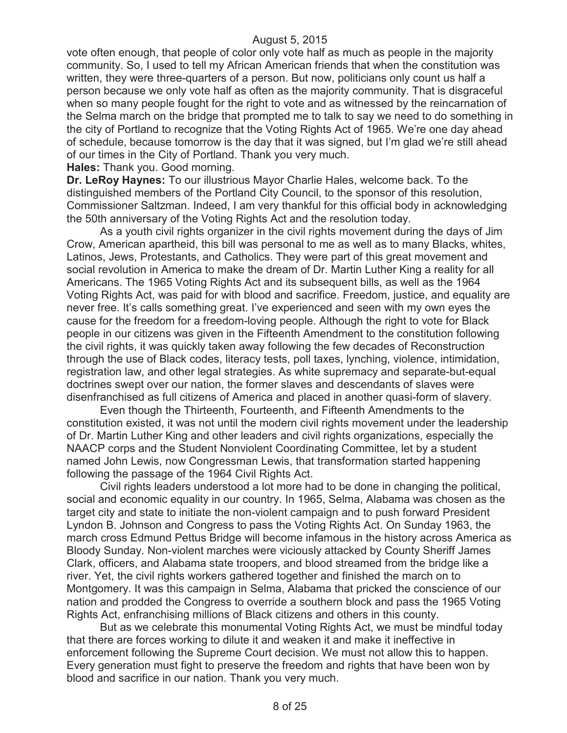vote often enough, that people of color only vote half as much as people in the majority community. So, I used to tell my African American friends that when the constitution was written, they were three-quarters of a person. But now, politicians only count us half a person because we only vote half as often as the majority community. That is disgraceful when so many people fought for the right to vote and as witnessed by the reincarnation of the Selma march on the bridge that prompted me to talk to say we need to do something in the city of Portland to recognize that the Voting Rights Act of 1965. We're one day ahead of schedule, because tomorrow is the day that it was signed, but I'm glad we're still ahead of our times in the City of Portland. Thank you very much.

**Hales:** Thank you. Good morning.

**Dr. LeRoy Haynes:** To our illustrious Mayor Charlie Hales, welcome back. To the distinguished members of the Portland City Council, to the sponsor of this resolution, Commissioner Saltzman. Indeed, I am very thankful for this official body in acknowledging the 50th anniversary of the Voting Rights Act and the resolution today.

As a youth civil rights organizer in the civil rights movement during the days of Jim Crow, American apartheid, this bill was personal to me as well as to many Blacks, whites, Latinos, Jews, Protestants, and Catholics. They were part of this great movement and social revolution in America to make the dream of Dr. Martin Luther King a reality for all Americans. The 1965 Voting Rights Act and its subsequent bills, as well as the 1964 Voting Rights Act, was paid for with blood and sacrifice. Freedom, justice, and equality are never free. It's calls something great. I've experienced and seen with my own eyes the cause for the freedom for a freedom-loving people. Although the right to vote for Black people in our citizens was given in the Fifteenth Amendment to the constitution following the civil rights, it was quickly taken away following the few decades of Reconstruction through the use of Black codes, literacy tests, poll taxes, lynching, violence, intimidation, registration law, and other legal strategies. As white supremacy and separate-but-equal doctrines swept over our nation, the former slaves and descendants of slaves were disenfranchised as full citizens of America and placed in another quasi-form of slavery.

Even though the Thirteenth, Fourteenth, and Fifteenth Amendments to the constitution existed, it was not until the modern civil rights movement under the leadership of Dr. Martin Luther King and other leaders and civil rights organizations, especially the NAACP corps and the Student Nonviolent Coordinating Committee, let by a student named John Lewis, now Congressman Lewis, that transformation started happening following the passage of the 1964 Civil Rights Act.

Civil rights leaders understood a lot more had to be done in changing the political, social and economic equality in our country. In 1965, Selma, Alabama was chosen as the target city and state to initiate the non-violent campaign and to push forward President Lyndon B. Johnson and Congress to pass the Voting Rights Act. On Sunday 1963, the march cross Edmund Pettus Bridge will become infamous in the history across America as Bloody Sunday. Non-violent marches were viciously attacked by County Sheriff James Clark, officers, and Alabama state troopers, and blood streamed from the bridge like a river. Yet, the civil rights workers gathered together and finished the march on to Montgomery. It was this campaign in Selma, Alabama that pricked the conscience of our nation and prodded the Congress to override a southern block and pass the 1965 Voting Rights Act, enfranchising millions of Black citizens and others in this county.

But as we celebrate this monumental Voting Rights Act, we must be mindful today that there are forces working to dilute it and weaken it and make it ineffective in enforcement following the Supreme Court decision. We must not allow this to happen. Every generation must fight to preserve the freedom and rights that have been won by blood and sacrifice in our nation. Thank you very much.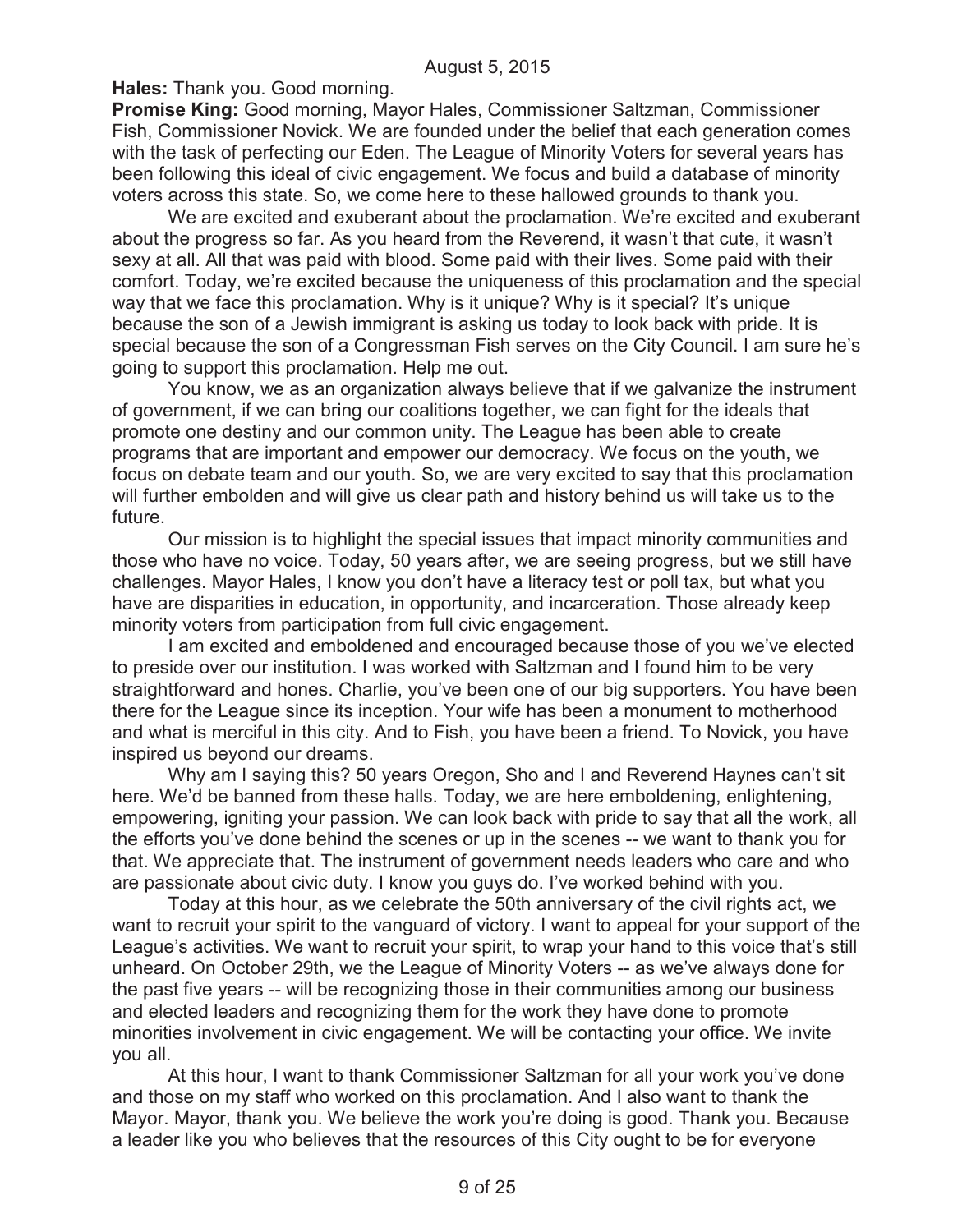**Hales:** Thank you. Good morning.

**Promise King:** Good morning, Mayor Hales, Commissioner Saltzman, Commissioner Fish, Commissioner Novick. We are founded under the belief that each generation comes with the task of perfecting our Eden. The League of Minority Voters for several years has been following this ideal of civic engagement. We focus and build a database of minority voters across this state. So, we come here to these hallowed grounds to thank you.

We are excited and exuberant about the proclamation. We're excited and exuberant about the progress so far. As you heard from the Reverend, it wasn't that cute, it wasn't sexy at all. All that was paid with blood. Some paid with their lives. Some paid with their comfort. Today, we're excited because the uniqueness of this proclamation and the special way that we face this proclamation. Why is it unique? Why is it special? It's unique because the son of a Jewish immigrant is asking us today to look back with pride. It is special because the son of a Congressman Fish serves on the City Council. I am sure he's going to support this proclamation. Help me out.

You know, we as an organization always believe that if we galvanize the instrument of government, if we can bring our coalitions together, we can fight for the ideals that promote one destiny and our common unity. The League has been able to create programs that are important and empower our democracy. We focus on the youth, we focus on debate team and our youth. So, we are very excited to say that this proclamation will further embolden and will give us clear path and history behind us will take us to the future.

Our mission is to highlight the special issues that impact minority communities and those who have no voice. Today, 50 years after, we are seeing progress, but we still have challenges. Mayor Hales, I know you don't have a literacy test or poll tax, but what you have are disparities in education, in opportunity, and incarceration. Those already keep minority voters from participation from full civic engagement.

I am excited and emboldened and encouraged because those of you we've elected to preside over our institution. I was worked with Saltzman and I found him to be very straightforward and hones. Charlie, you've been one of our big supporters. You have been there for the League since its inception. Your wife has been a monument to motherhood and what is merciful in this city. And to Fish, you have been a friend. To Novick, you have inspired us beyond our dreams.

Why am I saying this? 50 years Oregon, Sho and I and Reverend Haynes can't sit here. We'd be banned from these halls. Today, we are here emboldening, enlightening, empowering, igniting your passion. We can look back with pride to say that all the work, all the efforts you've done behind the scenes or up in the scenes -- we want to thank you for that. We appreciate that. The instrument of government needs leaders who care and who are passionate about civic duty. I know you guys do. I've worked behind with you.

Today at this hour, as we celebrate the 50th anniversary of the civil rights act, we want to recruit your spirit to the vanguard of victory. I want to appeal for your support of the League's activities. We want to recruit your spirit, to wrap your hand to this voice that's still unheard. On October 29th, we the League of Minority Voters -- as we've always done for the past five years -- will be recognizing those in their communities among our business and elected leaders and recognizing them for the work they have done to promote minorities involvement in civic engagement. We will be contacting your office. We invite you all.

At this hour, I want to thank Commissioner Saltzman for all your work you've done and those on my staff who worked on this proclamation. And I also want to thank the Mayor. Mayor, thank you. We believe the work you're doing is good. Thank you. Because a leader like you who believes that the resources of this City ought to be for everyone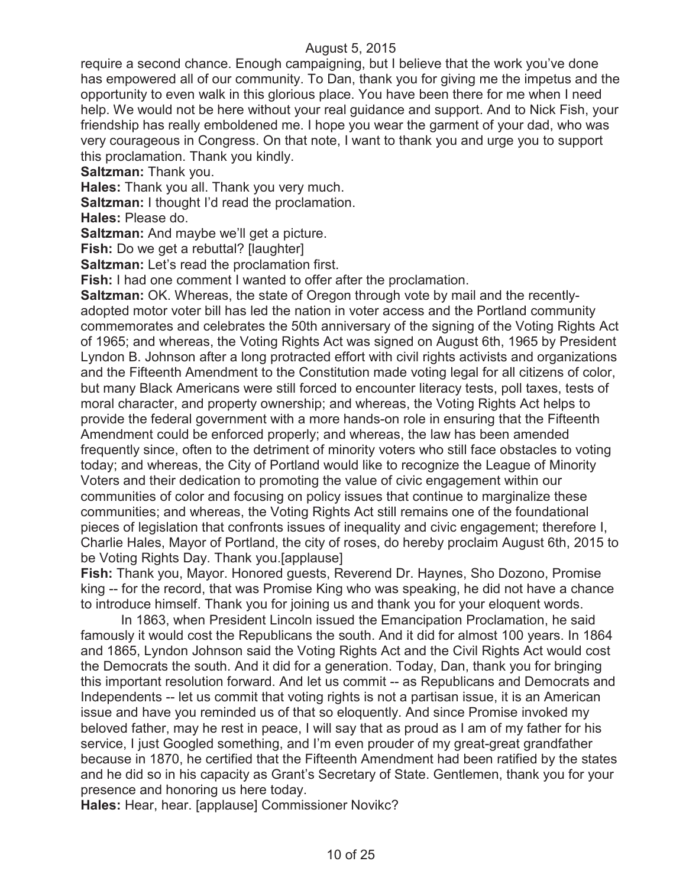require a second chance. Enough campaigning, but I believe that the work you've done has empowered all of our community. To Dan, thank you for giving me the impetus and the opportunity to even walk in this glorious place. You have been there for me when I need help. We would not be here without your real guidance and support. And to Nick Fish, your friendship has really emboldened me. I hope you wear the garment of your dad, who was very courageous in Congress. On that note, I want to thank you and urge you to support this proclamation. Thank you kindly.

**Saltzman:** Thank you.

**Hales:** Thank you all. Thank you very much.

**Saltzman:** I thought I'd read the proclamation.

**Hales:** Please do.

**Saltzman:** And maybe we'll get a picture.

**Fish:** Do we get a rebuttal? [laughter]

**Saltzman:** Let's read the proclamation first.

**Fish:** I had one comment I wanted to offer after the proclamation.

**Saltzman:** OK. Whereas, the state of Oregon through vote by mail and the recently-adopted motor voter bill has led the nation in voter access and the Portland community commemorates and celebrates the 50th anniversary of the signing of the Voting Rights Act of 1965; and whereas, the Voting Rights Act was signed on August 6th, 1965 by President Lyndon B. Johnson after a long protracted effort with civil rights activists and organizations and the Fifteenth Amendment to the Constitution made voting legal for all citizens of color, but many Black Americans were still forced to encounter literacy tests, poll taxes, tests of moral character, and property ownership; and whereas, the Voting Rights Act helps to provide the federal government with a more hands-on role in ensuring that the Fifteenth Amendment could be enforced properly; and whereas, the law has been amended frequently since, often to the detriment of minority voters who still face obstacles to voting today; and whereas, the City of Portland would like to recognize the League of Minority Voters and their dedication to promoting the value of civic engagement within our communities of color and focusing on policy issues that continue to marginalize these communities; and whereas, the Voting Rights Act still remains one of the foundational pieces of legislation that confronts issues of inequality and civic engagement; therefore I, Charlie Hales, Mayor of Portland, the city of roses, do hereby proclaim August 6th, 2015 to be Voting Rights Day. Thank you.[applause]

**Fish:** Thank you, Mayor. Honored guests, Reverend Dr. Haynes, Sho Dozono, Promise king -- for the record, that was Promise King who was speaking, he did not have a chance to introduce himself. Thank you for joining us and thank you for your eloquent words.

In 1863, when President Lincoln issued the Emancipation Proclamation, he said famously it would cost the Republicans the south. And it did for almost 100 years. In 1864 and 1865, Lyndon Johnson said the Voting Rights Act and the Civil Rights Act would cost the Democrats the south. And it did for a generation. Today, Dan, thank you for bringing this important resolution forward. And let us commit -- as Republicans and Democrats and Independents -- let us commit that voting rights is not a partisan issue, it is an American issue and have you reminded us of that so eloquently. And since Promise invoked my beloved father, may he rest in peace, I will say that as proud as I am of my father for his service, I just Googled something, and I'm even prouder of my great-great grandfather because in 1870, he certified that the Fifteenth Amendment had been ratified by the states and he did so in his capacity as Grant's Secretary of State. Gentlemen, thank you for your presence and honoring us here today.

**Hales:** Hear, hear. [applause] Commissioner Novikc?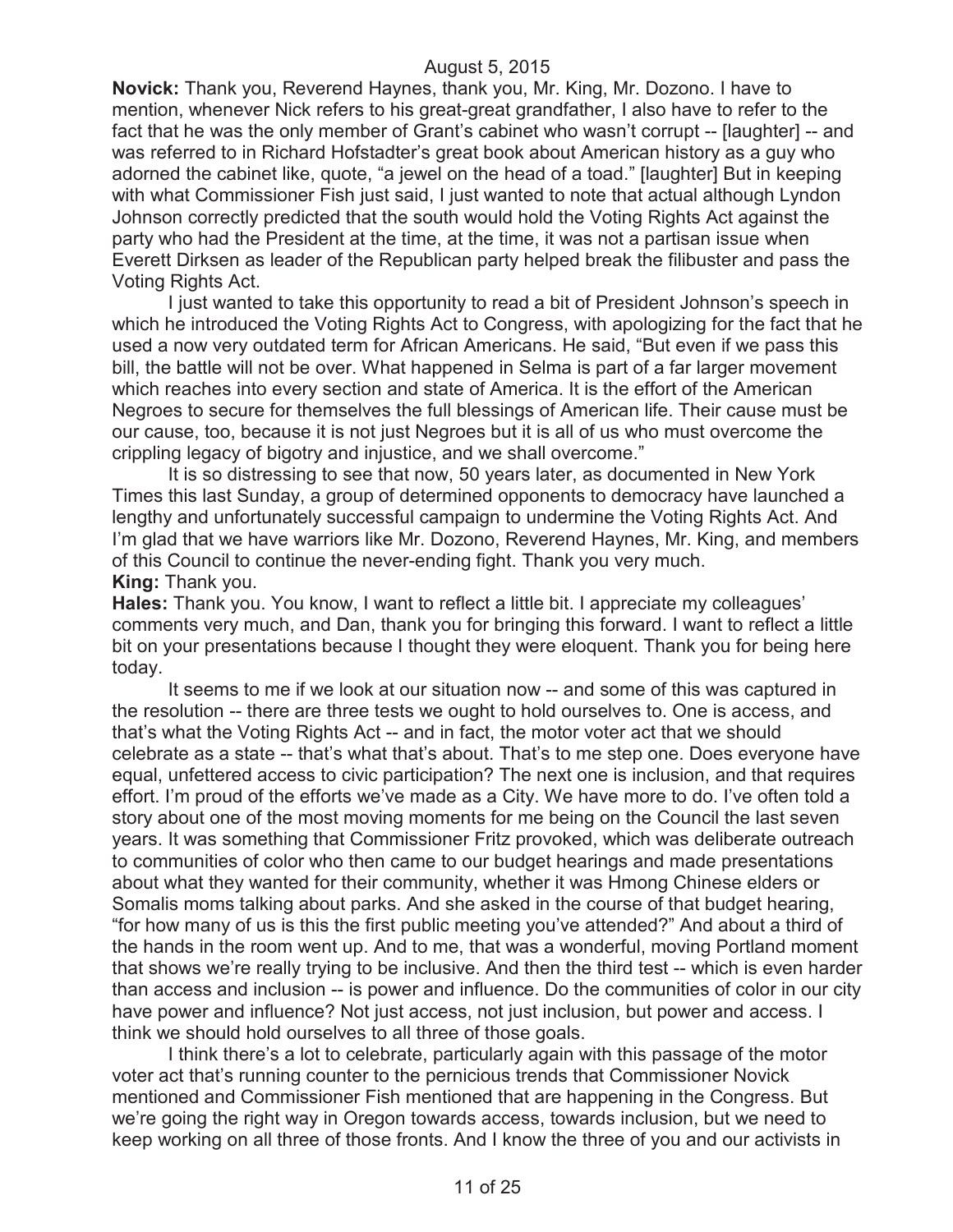**Novick:** Thank you, Reverend Haynes, thank you, Mr. King, Mr. Dozono. I have to mention, whenever Nick refers to his great-great grandfather, I also have to refer to the fact that he was the only member of Grant's cabinet who wasn't corrupt -- [laughter] -- and was referred to in Richard Hofstadter's great book about American history as a guy who adorned the cabinet like, quote, "a jewel on the head of a toad." [laughter] But in keeping with what Commissioner Fish just said, I just wanted to note that actual although Lyndon Johnson correctly predicted that the south would hold the Voting Rights Act against the party who had the President at the time, at the time, it was not a partisan issue when Everett Dirksen as leader of the Republican party helped break the filibuster and pass the Voting Rights Act.

I just wanted to take this opportunity to read a bit of President Johnson's speech in which he introduced the Voting Rights Act to Congress, with apologizing for the fact that he used a now very outdated term for African Americans. He said, "But even if we pass this bill, the battle will not be over. What happened in Selma is part of a far larger movement which reaches into every section and state of America. It is the effort of the American Negroes to secure for themselves the full blessings of American life. Their cause must be our cause, too, because it is not just Negroes but it is all of us who must overcome the crippling legacy of bigotry and injustice, and we shall overcome."

It is so distressing to see that now, 50 years later, as documented in New York Times this last Sunday, a group of determined opponents to democracy have launched a lengthy and unfortunately successful campaign to undermine the Voting Rights Act. And I'm glad that we have warriors like Mr. Dozono, Reverend Haynes, Mr. King, and members of this Council to continue the never-ending fight. Thank you very much.

**King:** Thank you.

**Hales:** Thank you. You know, I want to reflect a little bit. I appreciate my colleagues' comments very much, and Dan, thank you for bringing this forward. I want to reflect a little bit on your presentations because I thought they were eloquent. Thank you for being here today.

It seems to me if we look at our situation now -- and some of this was captured in the resolution -- there are three tests we ought to hold ourselves to. One is access, and that's what the Voting Rights Act -- and in fact, the motor voter act that we should celebrate as a state -- that's what that's about. That's to me step one. Does everyone have equal, unfettered access to civic participation? The next one is inclusion, and that requires effort. I'm proud of the efforts we've made as a City. We have more to do. I've often told a story about one of the most moving moments for me being on the Council the last seven years. It was something that Commissioner Fritz provoked, which was deliberate outreach to communities of color who then came to our budget hearings and made presentations about what they wanted for their community, whether it was Hmong Chinese elders or Somalis moms talking about parks. And she asked in the course of that budget hearing, "for how many of us is this the first public meeting you've attended?" And about a third of the hands in the room went up. And to me, that was a wonderful, moving Portland moment that shows we're really trying to be inclusive. And then the third test -- which is even harder than access and inclusion -- is power and influence. Do the communities of color in our city have power and influence? Not just access, not just inclusion, but power and access. I think we should hold ourselves to all three of those goals.

I think there's a lot to celebrate, particularly again with this passage of the motor voter act that's running counter to the pernicious trends that Commissioner Novick mentioned and Commissioner Fish mentioned that are happening in the Congress. But we're going the right way in Oregon towards access, towards inclusion, but we need to keep working on all three of those fronts. And I know the three of you and our activists in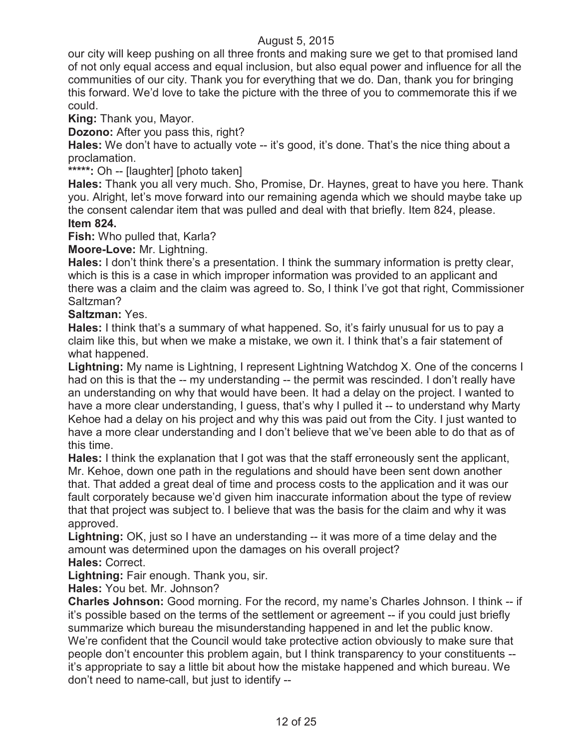our city will keep pushing on all three fronts and making sure we get to that promised land of not only equal access and equal inclusion, but also equal power and influence for all the communities of our city. Thank you for everything that we do. Dan, thank you for bringing this forward. We'd love to take the picture with the three of you to commemorate this if we could.

**King:** Thank you, Mayor.

**Dozono:** After you pass this, right?

**Hales:** We don't have to actually vote -- it's good, it's done. That's the nice thing about a proclamation.

*****: Oh -- [laughter] [photo taken]

**Hales:** Thank you all very much. Sho, Promise, Dr. Haynes, great to have you here. Thank you. Alright, let's move forward into our remaining agenda which we should maybe take up the consent calendar item that was pulled and deal with that briefly. Item 824, please.

**Item 824.**

**Fish:** Who pulled that, Karla?

**Moore-Love:** Mr. Lightning.

**Hales:** I don't think there's a presentation. I think the summary information is pretty clear, which is this is a case in which improper information was provided to an applicant and there was a claim and the claim was agreed to. So, I think I've got that right, Commissioner Saltzman?

**Saltzman:** Yes.

**Hales:** I think that's a summary of what happened. So, it's fairly unusual for us to pay a claim like this, but when we make a mistake, we own it. I think that's a fair statement of what happened.

**Lightning:** My name is Lightning, I represent Lightning Watchdog X. One of the concerns I had on this is that the -- my understanding -- the permit was rescinded. I don't really have an understanding on why that would have been. It had a delay on the project. I wanted to have a more clear understanding, I guess, that's why I pulled it -- to understand why Marty Kehoe had a delay on his project and why this was paid out from the City. I just wanted to have a more clear understanding and I don't believe that we've been able to do that as of this time.

**Hales:** I think the explanation that I got was that the staff erroneously sent the applicant, Mr. Kehoe, down one path in the regulations and should have been sent down another that. That added a great deal of time and process costs to the application and it was our fault corporately because we'd given him inaccurate information about the type of review that that project was subject to. I believe that was the basis for the claim and why it was approved.

**Lightning:** OK, just so I have an understanding -- it was more of a time delay and the amount was determined upon the damages on his overall project?

**Hales:** Correct.

**Lightning:** Fair enough. Thank you, sir.

**Hales:** You bet. Mr. Johnson?

**Charles Johnson:** Good morning. For the record, my name's Charles Johnson. I think -- if it's possible based on the terms of the settlement or agreement -- if you could just briefly summarize which bureau the misunderstanding happened in and let the public know. We're confident that the Council would take protective action obviously to make sure that people don't encounter this problem again, but I think transparency to your constituents -- it's appropriate to say a little bit about how the mistake happened and which bureau. We don't need to name-call, but just to identify --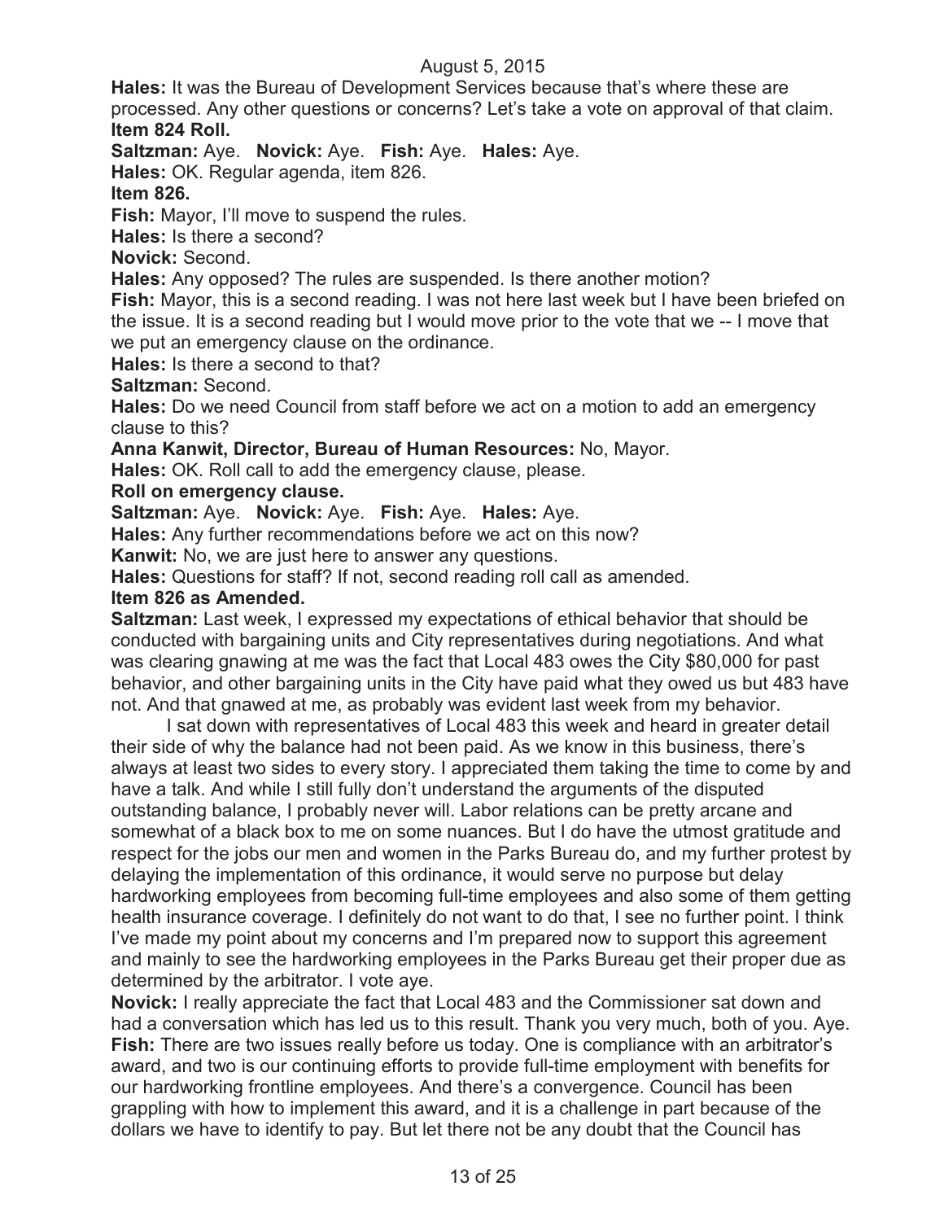**Hales:** It was the Bureau of Development Services because that's where these are processed. Any other questions or concerns? Let's take a vote on approval of that claim.

**Item 824 Roll.**

**Saltzman:** Aye. **Novick:** Aye. **Fish:** Aye. **Hales:** Aye.

**Hales:** OK. Regular agenda, item 826.

**Item 826.**

**Fish:** Mayor, I'll move to suspend the rules.

**Hales:** Is there a second?

**Novick:** Second.

**Hales:** Any opposed? The rules are suspended. Is there another motion?

**Fish:** Mayor, this is a second reading. I was not here last week but I have been briefed on the issue. It is a second reading but I would move prior to the vote that we -- I move that we put an emergency clause on the ordinance.

**Hales:** Is there a second to that?

**Saltzman:** Second.

**Hales:** Do we need Council from staff before we act on a motion to add an emergency clause to this?

**Anna Kanwit, Director, Bureau of Human Resources:** No, Mayor.

**Hales:** OK. Roll call to add the emergency clause, please.

**Roll on emergency clause.**

**Saltzman:** Aye. **Novick:** Aye. **Fish:** Aye. **Hales:** Aye.

**Hales:** Any further recommendations before we act on this now?

**Kanwit:** No, we are just here to answer any questions.

**Hales:** Questions for staff? If not, second reading roll call as amended.

**Item 826 as Amended.**

**Saltzman:** Last week, I expressed my expectations of ethical behavior that should be conducted with bargaining units and City representatives during negotiations. And what was clearing gnawing at me was the fact that Local 483 owes the City $80,000 for past behavior, and other bargaining units in the City have paid what they owed us but 483 have not. And that gnawed at me, as probably was evident last week from my behavior.

I sat down with representatives of Local 483 this week and heard in greater detail their side of why the balance had not been paid. As we know in this business, there's always at least two sides to every story. I appreciated them taking the time to come by and have a talk. And while I still fully don't understand the arguments of the disputed outstanding balance, I probably never will. Labor relations can be pretty arcane and somewhat of a black box to me on some nuances. But I do have the utmost gratitude and respect for the jobs our men and women in the Parks Bureau do, and my further protest by delaying the implementation of this ordinance, it would serve no purpose but delay hardworking employees from becoming full-time employees and also some of them getting health insurance coverage. I definitely do not want to do that, I see no further point. I think I've made my point about my concerns and I'm prepared now to support this agreement and mainly to see the hardworking employees in the Parks Bureau get their proper due as determined by the arbitrator. I vote aye.

**Novick:** I really appreciate the fact that Local 483 and the Commissioner sat down and had a conversation which has led us to this result. Thank you very much, both of you. Aye.

**Fish:** There are two issues really before us today. One is compliance with an arbitrator's award, and two is our continuing efforts to provide full-time employment with benefits for our hardworking frontline employees. And there's a convergence. Council has been grappling with how to implement this award, and it is a challenge in part because of the dollars we have to identify to pay. But let there not be any doubt that the Council has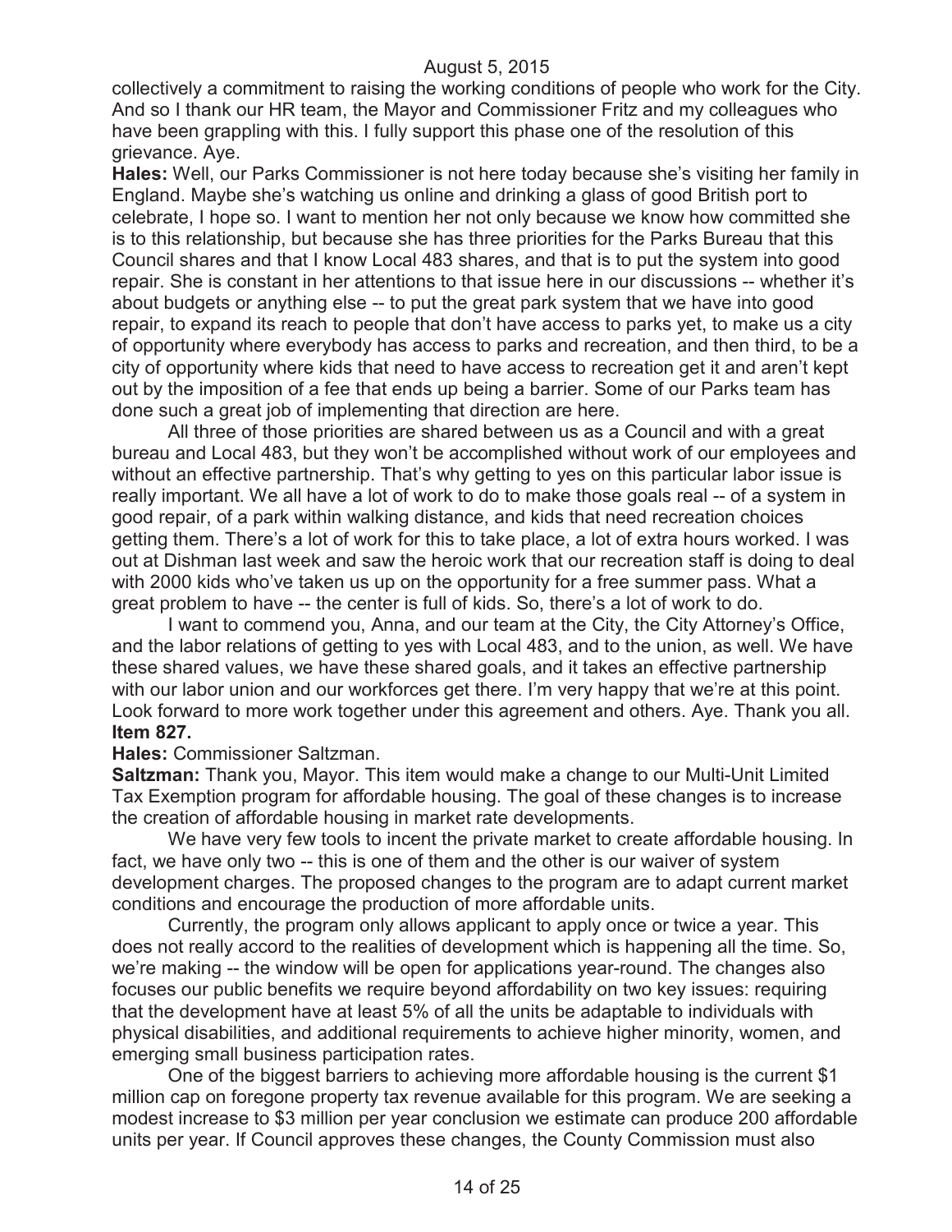collectively a commitment to raising the working conditions of people who work for the City. And so I thank our HR team, the Mayor and Commissioner Fritz and my colleagues who have been grappling with this. I fully support this phase one of the resolution of this grievance. Aye.

**Hales:** Well, our Parks Commissioner is not here today because she's visiting her family in England. Maybe she's watching us online and drinking a glass of good British port to celebrate, I hope so. I want to mention her not only because we know how committed she is to this relationship, but because she has three priorities for the Parks Bureau that this Council shares and that I know Local 483 shares, and that is to put the system into good repair. She is constant in her attentions to that issue here in our discussions -- whether it's about budgets or anything else -- to put the great park system that we have into good repair, to expand its reach to people that don't have access to parks yet, to make us a city of opportunity where everybody has access to parks and recreation, and then third, to be a city of opportunity where kids that need to have access to recreation get it and aren't kept out by the imposition of a fee that ends up being a barrier. Some of our Parks team has done such a great job of implementing that direction are here.

All three of those priorities are shared between us as a Council and with a great bureau and Local 483, but they won't be accomplished without work of our employees and without an effective partnership. That's why getting to yes on this particular labor issue is really important. We all have a lot of work to do to make those goals real -- of a system in good repair, of a park within walking distance, and kids that need recreation choices getting them. There's a lot of work for this to take place, a lot of extra hours worked. I was out at Dishman last week and saw the heroic work that our recreation staff is doing to deal with 2000 kids who've taken us up on the opportunity for a free summer pass. What a great problem to have -- the center is full of kids. So, there's a lot of work to do.

I want to commend you, Anna, and our team at the City, the City Attorney's Office, and the labor relations of getting to yes with Local 483, and to the union, as well. We have these shared values, we have these shared goals, and it takes an effective partnership with our labor union and our workforces get there. I'm very happy that we're at this point. Look forward to more work together under this agreement and others. Aye. Thank you all.

**Item 827.**

**Hales:** Commissioner Saltzman.

**Saltzman:** Thank you, Mayor. This item would make a change to our Multi-Unit Limited Tax Exemption program for affordable housing. The goal of these changes is to increase the creation of affordable housing in market rate developments.

We have very few tools to incent the private market to create affordable housing. In fact, we have only two -- this is one of them and the other is our waiver of system development charges. The proposed changes to the program are to adapt current market conditions and encourage the production of more affordable units.

Currently, the program only allows applicant to apply once or twice a year. This does not really accord to the realities of development which is happening all the time. So, we're making -- the window will be open for applications year-round. The changes also focuses our public benefits we require beyond affordability on two key issues: requiring that the development have at least 5% of all the units be adaptable to individuals with physical disabilities, and additional requirements to achieve higher minority, women, and emerging small business participation rates.

One of the biggest barriers to achieving more affordable housing is the current $1 million cap on foregone property tax revenue available for this program. We are seeking a modest increase to $3 million per year conclusion we estimate can produce 200 affordable units per year. If Council approves these changes, the County Commission must also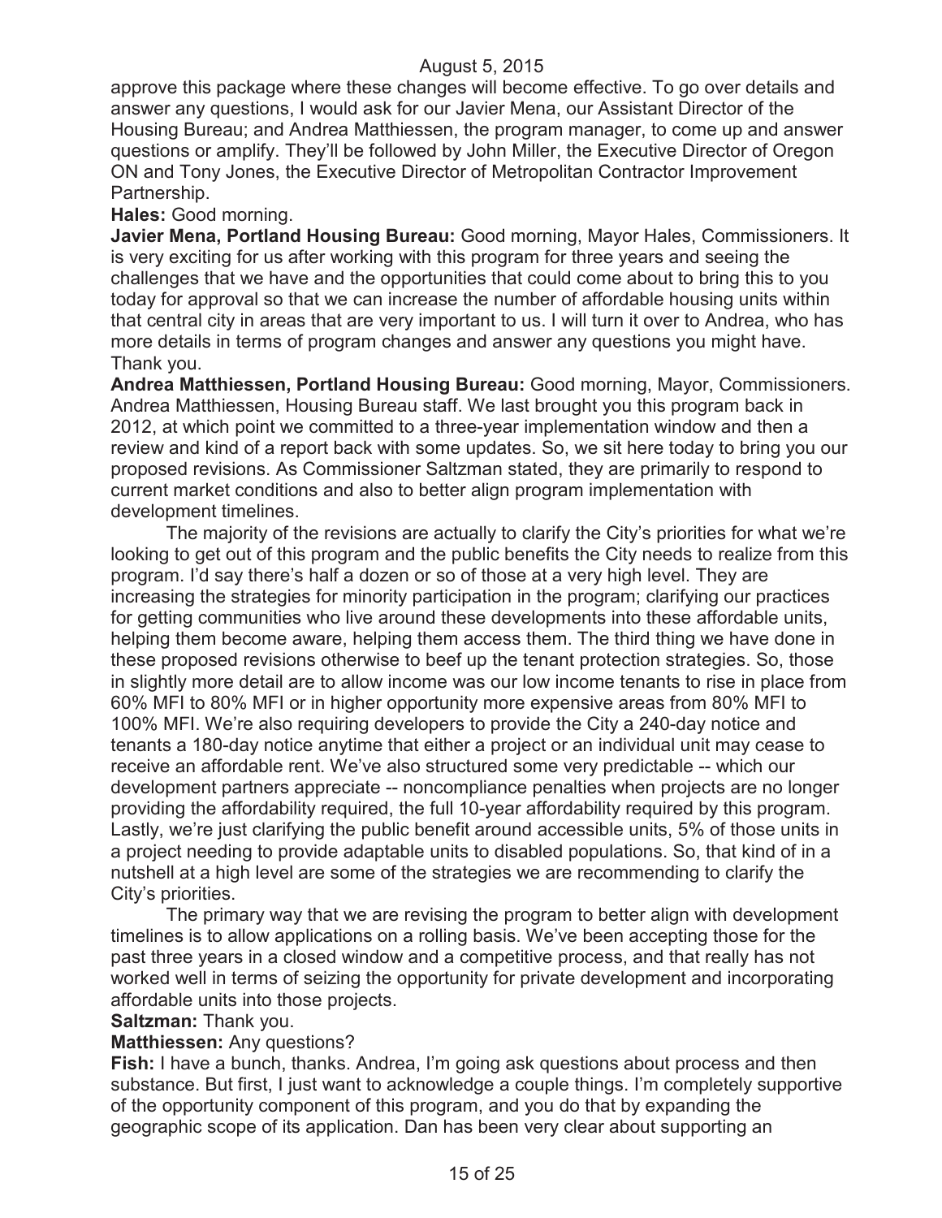approve this package where these changes will become effective. To go over details and answer any questions, I would ask for our Javier Mena, our Assistant Director of the Housing Bureau; and Andrea Matthiessen, the program manager, to come up and answer questions or amplify. They'll be followed by John Miller, the Executive Director of Oregon ON and Tony Jones, the Executive Director of Metropolitan Contractor Improvement Partnership.

**Hales:** Good morning.

**Javier Mena, Portland Housing Bureau:** Good morning, Mayor Hales, Commissioners. It is very exciting for us after working with this program for three years and seeing the challenges that we have and the opportunities that could come about to bring this to you today for approval so that we can increase the number of affordable housing units within that central city in areas that are very important to us. I will turn it over to Andrea, who has more details in terms of program changes and answer any questions you might have. Thank you.

**Andrea Matthiessen, Portland Housing Bureau:** Good morning, Mayor, Commissioners. Andrea Matthiessen, Housing Bureau staff. We last brought you this program back in 2012, at which point we committed to a three-year implementation window and then a review and kind of a report back with some updates. So, we sit here today to bring you our proposed revisions. As Commissioner Saltzman stated, they are primarily to respond to current market conditions and also to better align program implementation with development timelines.

The majority of the revisions are actually to clarify the City's priorities for what we're looking to get out of this program and the public benefits the City needs to realize from this program. I'd say there's half a dozen or so of those at a very high level. They are increasing the strategies for minority participation in the program; clarifying our practices for getting communities who live around these developments into these affordable units, helping them become aware, helping them access them. The third thing we have done in these proposed revisions otherwise to beef up the tenant protection strategies. So, those in slightly more detail are to allow income was our low income tenants to rise in place from 60% MFI to 80% MFI or in higher opportunity more expensive areas from 80% MFI to 100% MFI. We're also requiring developers to provide the City a 240-day notice and tenants a 180-day notice anytime that either a project or an individual unit may cease to receive an affordable rent. We've also structured some very predictable -- which our development partners appreciate -- noncompliance penalties when projects are no longer providing the affordability required, the full 10-year affordability required by this program. Lastly, we're just clarifying the public benefit around accessible units, 5% of those units in a project needing to provide adaptable units to disabled populations. So, that kind of in a nutshell at a high level are some of the strategies we are recommending to clarify the City's priorities.

The primary way that we are revising the program to better align with development timelines is to allow applications on a rolling basis. We've been accepting those for the past three years in a closed window and a competitive process, and that really has not worked well in terms of seizing the opportunity for private development and incorporating affordable units into those projects.

**Saltzman:** Thank you.

**Matthiessen:** Any questions?

**Fish:** I have a bunch, thanks. Andrea, I'm going ask questions about process and then substance. But first, I just want to acknowledge a couple things. I'm completely supportive of the opportunity component of this program, and you do that by expanding the geographic scope of its application. Dan has been very clear about supporting an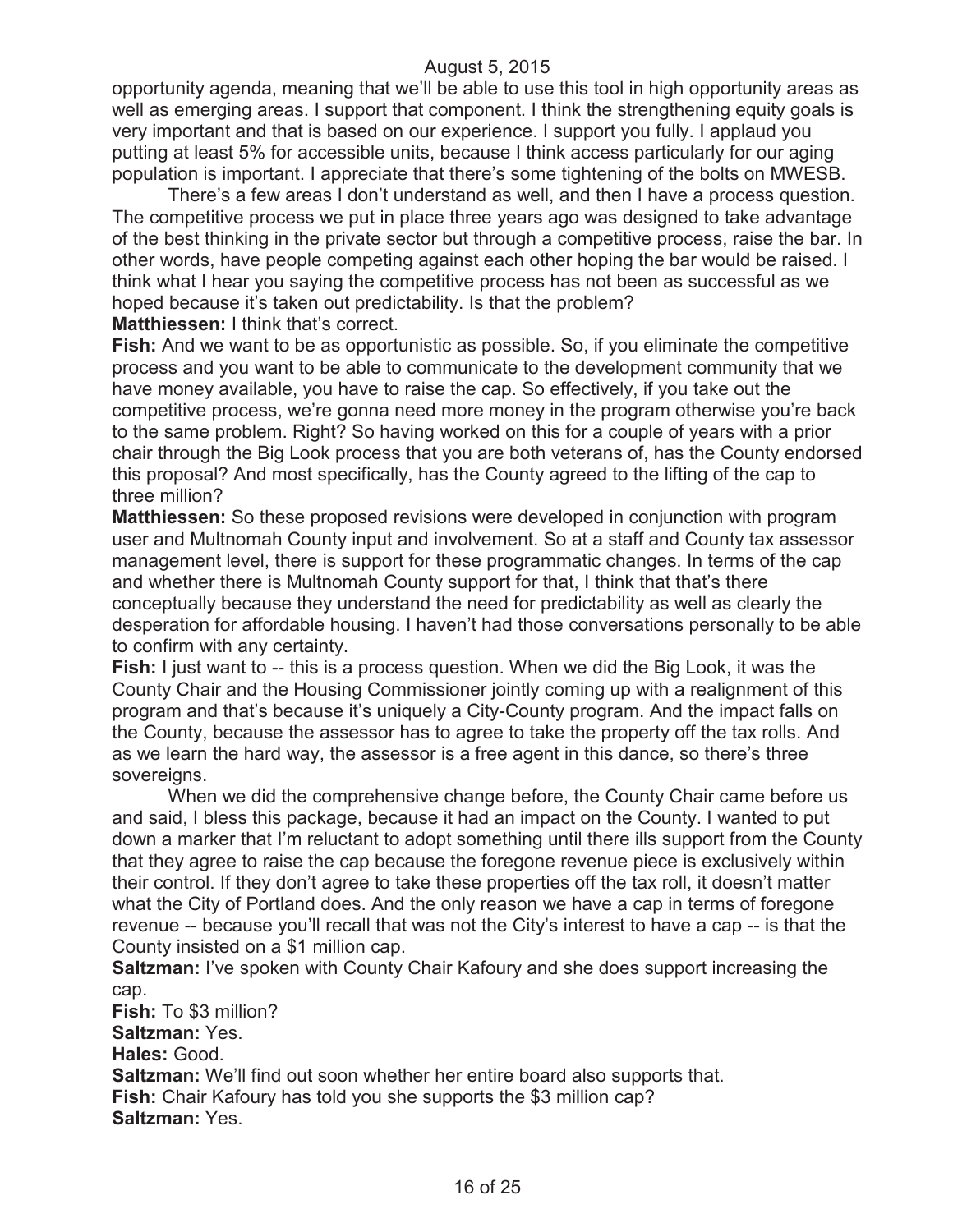opportunity agenda, meaning that we'll be able to use this tool in high opportunity areas as well as emerging areas. I support that component. I think the strengthening equity goals is very important and that is based on our experience. I support you fully. I applaud you putting at least 5% for accessible units, because I think access particularly for our aging population is important. I appreciate that there's some tightening of the bolts on MWESB.

There's a few areas I don't understand as well, and then I have a process question. The competitive process we put in place three years ago was designed to take advantage of the best thinking in the private sector but through a competitive process, raise the bar. In other words, have people competing against each other hoping the bar would be raised. I think what I hear you saying the competitive process has not been as successful as we hoped because it's taken out predictability. Is that the problem?

**Matthiessen:** I think that's correct.

**Fish:** And we want to be as opportunistic as possible. So, if you eliminate the competitive process and you want to be able to communicate to the development community that we have money available, you have to raise the cap. So effectively, if you take out the competitive process, we're gonna need more money in the program otherwise you're back to the same problem. Right? So having worked on this for a couple of years with a prior chair through the Big Look process that you are both veterans of, has the County endorsed this proposal? And most specifically, has the County agreed to the lifting of the cap to three million?

**Matthiessen:** So these proposed revisions were developed in conjunction with program user and Multnomah County input and involvement. So at a staff and County tax assessor management level, there is support for these programmatic changes. In terms of the cap and whether there is Multnomah County support for that, I think that that's there conceptually because they understand the need for predictability as well as clearly the desperation for affordable housing. I haven't had those conversations personally to be able to confirm with any certainty.

**Fish:** I just want to -- this is a process question. When we did the Big Look, it was the County Chair and the Housing Commissioner jointly coming up with a realignment of this program and that's because it's uniquely a City-County program. And the impact falls on the County, because the assessor has to agree to take the property off the tax rolls. And as we learn the hard way, the assessor is a free agent in this dance, so there's three sovereigns.

When we did the comprehensive change before, the County Chair came before us and said, I bless this package, because it had an impact on the County. I wanted to put down a marker that I'm reluctant to adopt something until there ills support from the County that they agree to raise the cap because the foregone revenue piece is exclusively within their control. If they don't agree to take these properties off the tax roll, it doesn't matter what the City of Portland does. And the only reason we have a cap in terms of foregone revenue -- because you'll recall that was not the City's interest to have a cap -- is that the County insisted on a $1 million cap.

**Saltzman:** I've spoken with County Chair Kafoury and she does support increasing the cap.

**Fish:** To $3 million?

**Saltzman:** Yes.

**Hales:** Good.

**Saltzman:** We'll find out soon whether her entire board also supports that.

**Fish:** Chair Kafoury has told you she supports the $3 million cap?

**Saltzman:** Yes.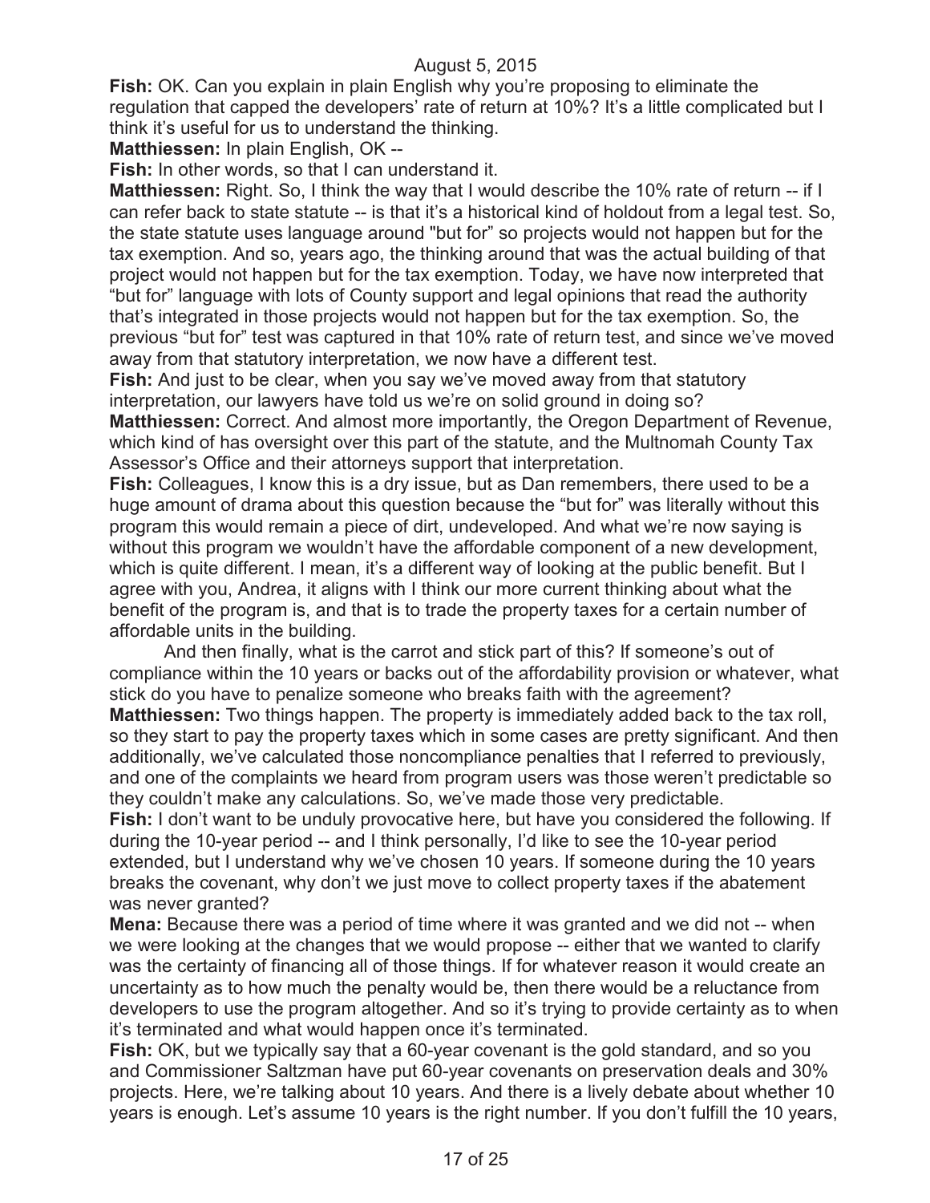**Fish:** OK. Can you explain in plain English why you're proposing to eliminate the regulation that capped the developers' rate of return at 10%? It's a little complicated but I think it's useful for us to understand the thinking.

**Matthiessen:** In plain English, OK --

**Fish:** In other words, so that I can understand it.

**Matthiessen:** Right. So, I think the way that I would describe the 10% rate of return -- if I can refer back to state statute -- is that it's a historical kind of holdout from a legal test. So, the state statute uses language around "but for" so projects would not happen but for the tax exemption. And so, years ago, the thinking around that was the actual building of that project would not happen but for the tax exemption. Today, we have now interpreted that "but for" language with lots of County support and legal opinions that read the authority that's integrated in those projects would not happen but for the tax exemption. So, the previous "but for" test was captured in that 10% rate of return test, and since we've moved away from that statutory interpretation, we now have a different test.

**Fish:** And just to be clear, when you say we've moved away from that statutory interpretation, our lawyers have told us we're on solid ground in doing so?

**Matthiessen:** Correct. And almost more importantly, the Oregon Department of Revenue, which kind of has oversight over this part of the statute, and the Multnomah County Tax Assessor's Office and their attorneys support that interpretation.

**Fish:** Colleagues, I know this is a dry issue, but as Dan remembers, there used to be a huge amount of drama about this question because the "but for" was literally without this program this would remain a piece of dirt, undeveloped. And what we're now saying is without this program we wouldn't have the affordable component of a new development, which is quite different. I mean, it's a different way of looking at the public benefit. But I agree with you, Andrea, it aligns with I think our more current thinking about what the benefit of the program is, and that is to trade the property taxes for a certain number of affordable units in the building.

And then finally, what is the carrot and stick part of this? If someone's out of compliance within the 10 years or backs out of the affordability provision or whatever, what stick do you have to penalize someone who breaks faith with the agreement?

**Matthiessen:** Two things happen. The property is immediately added back to the tax roll, so they start to pay the property taxes which in some cases are pretty significant. And then additionally, we've calculated those noncompliance penalties that I referred to previously, and one of the complaints we heard from program users was those weren't predictable so they couldn't make any calculations. So, we've made those very predictable.

**Fish:** I don't want to be unduly provocative here, but have you considered the following. If during the 10-year period -- and I think personally, I'd like to see the 10-year period extended, but I understand why we've chosen 10 years. If someone during the 10 years breaks the covenant, why don't we just move to collect property taxes if the abatement was never granted?

**Mena:** Because there was a period of time where it was granted and we did not -- when we were looking at the changes that we would propose -- either that we wanted to clarify was the certainty of financing all of those things. If for whatever reason it would create an uncertainty as to how much the penalty would be, then there would be a reluctance from developers to use the program altogether. And so it's trying to provide certainty as to when it's terminated and what would happen once it's terminated.

**Fish:** OK, but we typically say that a 60-year covenant is the gold standard, and so you and Commissioner Saltzman have put 60-year covenants on preservation deals and 30% projects. Here, we're talking about 10 years. And there is a lively debate about whether 10 years is enough. Let's assume 10 years is the right number. If you don't fulfill the 10 years,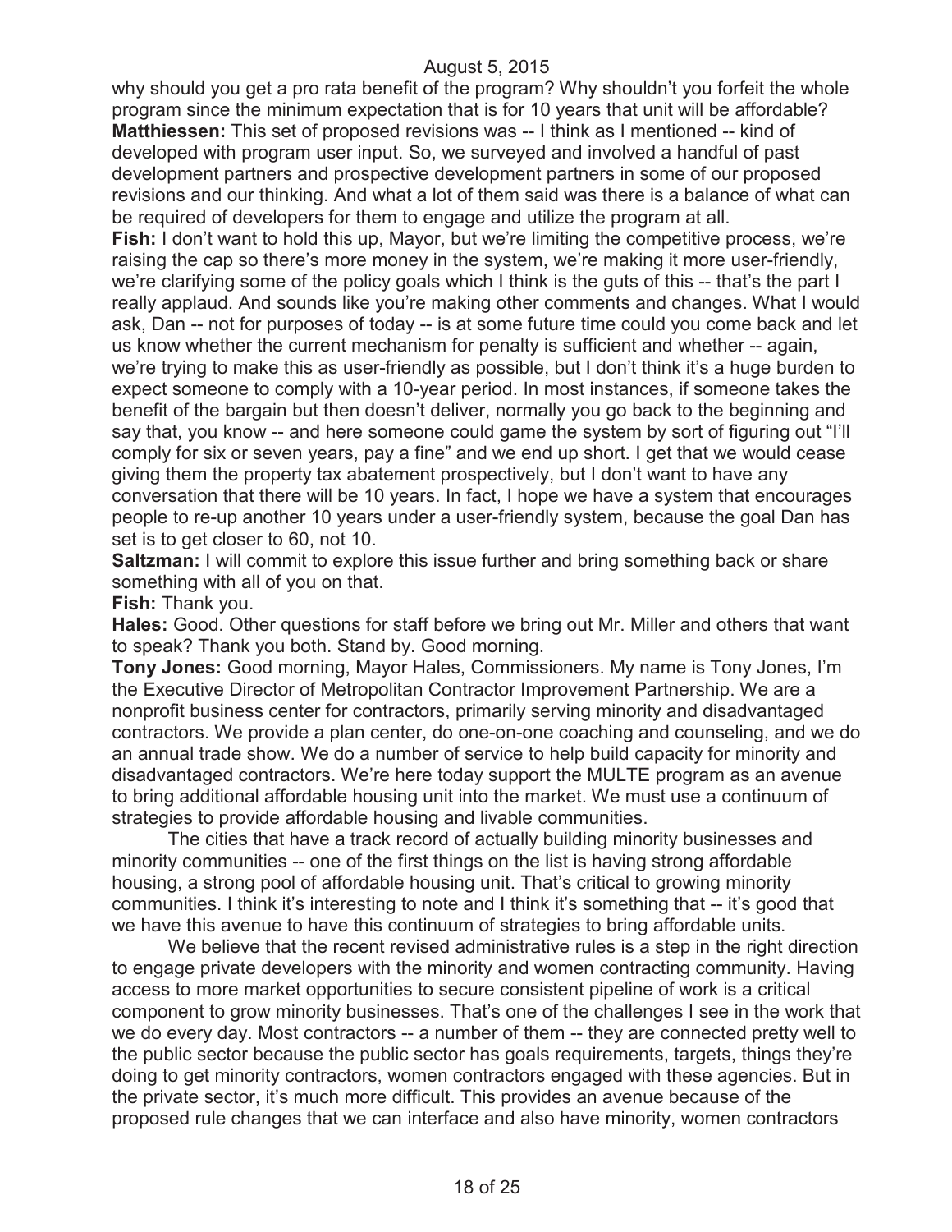why should you get a pro rata benefit of the program? Why shouldn't you forfeit the whole program since the minimum expectation that is for 10 years that unit will be affordable?

**Matthiessen:** This set of proposed revisions was -- I think as I mentioned -- kind of developed with program user input. So, we surveyed and involved a handful of past development partners and prospective development partners in some of our proposed revisions and our thinking. And what a lot of them said was there is a balance of what can be required of developers for them to engage and utilize the program at all.

**Fish:** I don't want to hold this up, Mayor, but we're limiting the competitive process, we're raising the cap so there's more money in the system, we're making it more user-friendly, we're clarifying some of the policy goals which I think is the guts of this -- that's the part I really applaud. And sounds like you're making other comments and changes. What I would ask, Dan -- not for purposes of today -- is at some future time could you come back and let us know whether the current mechanism for penalty is sufficient and whether -- again, we're trying to make this as user-friendly as possible, but I don't think it's a huge burden to expect someone to comply with a 10-year period. In most instances, if someone takes the benefit of the bargain but then doesn't deliver, normally you go back to the beginning and say that, you know -- and here someone could game the system by sort of figuring out "I'll comply for six or seven years, pay a fine" and we end up short. I get that we would cease giving them the property tax abatement prospectively, but I don't want to have any conversation that there will be 10 years. In fact, I hope we have a system that encourages people to re-up another 10 years under a user-friendly system, because the goal Dan has set is to get closer to 60, not 10.

**Saltzman:** I will commit to explore this issue further and bring something back or share something with all of you on that.

**Fish:** Thank you.

**Hales:** Good. Other questions for staff before we bring out Mr. Miller and others that want to speak? Thank you both. Stand by. Good morning.

**Tony Jones:** Good morning, Mayor Hales, Commissioners. My name is Tony Jones, I'm the Executive Director of Metropolitan Contractor Improvement Partnership. We are a nonprofit business center for contractors, primarily serving minority and disadvantaged contractors. We provide a plan center, do one-on-one coaching and counseling, and we do an annual trade show. We do a number of service to help build capacity for minority and disadvantaged contractors. We're here today support the MULTE program as an avenue to bring additional affordable housing unit into the market. We must use a continuum of strategies to provide affordable housing and livable communities.

The cities that have a track record of actually building minority businesses and minority communities -- one of the first things on the list is having strong affordable housing, a strong pool of affordable housing unit. That's critical to growing minority communities. I think it's interesting to note and I think it's something that -- it's good that we have this avenue to have this continuum of strategies to bring affordable units.

We believe that the recent revised administrative rules is a step in the right direction to engage private developers with the minority and women contracting community. Having access to more market opportunities to secure consistent pipeline of work is a critical component to grow minority businesses. That's one of the challenges I see in the work that we do every day. Most contractors -- a number of them -- they are connected pretty well to the public sector because the public sector has goals requirements, targets, things they're doing to get minority contractors, women contractors engaged with these agencies. But in the private sector, it's much more difficult. This provides an avenue because of the proposed rule changes that we can interface and also have minority, women contractors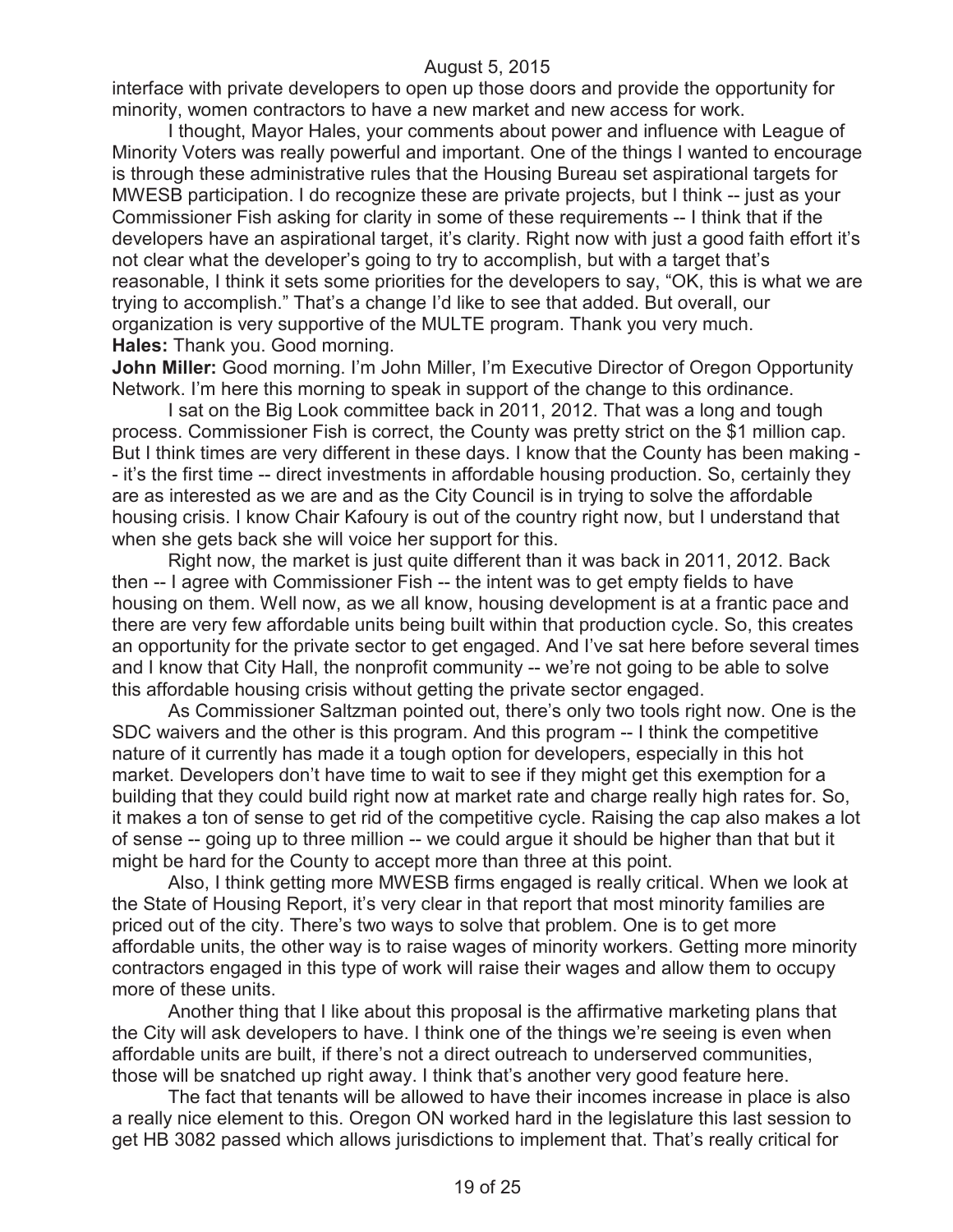interface with private developers to open up those doors and provide the opportunity for minority, women contractors to have a new market and new access for work.

I thought, Mayor Hales, your comments about power and influence with League of Minority Voters was really powerful and important. One of the things I wanted to encourage is through these administrative rules that the Housing Bureau set aspirational targets for MWESB participation. I do recognize these are private projects, but I think -- just as your Commissioner Fish asking for clarity in some of these requirements -- I think that if the developers have an aspirational target, it's clarity. Right now with just a good faith effort it's not clear what the developer's going to try to accomplish, but with a target that's reasonable, I think it sets some priorities for the developers to say, "OK, this is what we are trying to accomplish." That's a change I'd like to see that added. But overall, our organization is very supportive of the MULTE program. Thank you very much.

**Hales:** Thank you. Good morning.

**John Miller:** Good morning. I'm John Miller, I'm Executive Director of Oregon Opportunity Network. I'm here this morning to speak in support of the change to this ordinance.

I sat on the Big Look committee back in 2011, 2012. That was a long and tough process. Commissioner Fish is correct, the County was pretty strict on the $1 million cap. But I think times are very different in these days. I know that the County has been making -- it's the first time -- direct investments in affordable housing production. So, certainly they are as interested as we are and as the City Council is in trying to solve the affordable housing crisis. I know Chair Kafoury is out of the country right now, but I understand that when she gets back she will voice her support for this.

Right now, the market is just quite different than it was back in 2011, 2012. Back then -- I agree with Commissioner Fish -- the intent was to get empty fields to have housing on them. Well now, as we all know, housing development is at a frantic pace and there are very few affordable units being built within that production cycle. So, this creates an opportunity for the private sector to get engaged. And I've sat here before several times and I know that City Hall, the nonprofit community -- we're not going to be able to solve this affordable housing crisis without getting the private sector engaged.

As Commissioner Saltzman pointed out, there's only two tools right now. One is the SDC waivers and the other is this program. And this program -- I think the competitive nature of it currently has made it a tough option for developers, especially in this hot market. Developers don't have time to wait to see if they might get this exemption for a building that they could build right now at market rate and charge really high rates for. So, it makes a ton of sense to get rid of the competitive cycle. Raising the cap also makes a lot of sense -- going up to three million -- we could argue it should be higher than that but it might be hard for the County to accept more than three at this point.

Also, I think getting more MWESB firms engaged is really critical. When we look at the State of Housing Report, it's very clear in that report that most minority families are priced out of the city. There's two ways to solve that problem. One is to get more affordable units, the other way is to raise wages of minority workers. Getting more minority contractors engaged in this type of work will raise their wages and allow them to occupy more of these units.

Another thing that I like about this proposal is the affirmative marketing plans that the City will ask developers to have. I think one of the things we're seeing is even when affordable units are built, if there's not a direct outreach to underserved communities, those will be snatched up right away. I think that's another very good feature here.

The fact that tenants will be allowed to have their incomes increase in place is also a really nice element to this. Oregon ON worked hard in the legislature this last session to get HB 3082 passed which allows jurisdictions to implement that. That's really critical for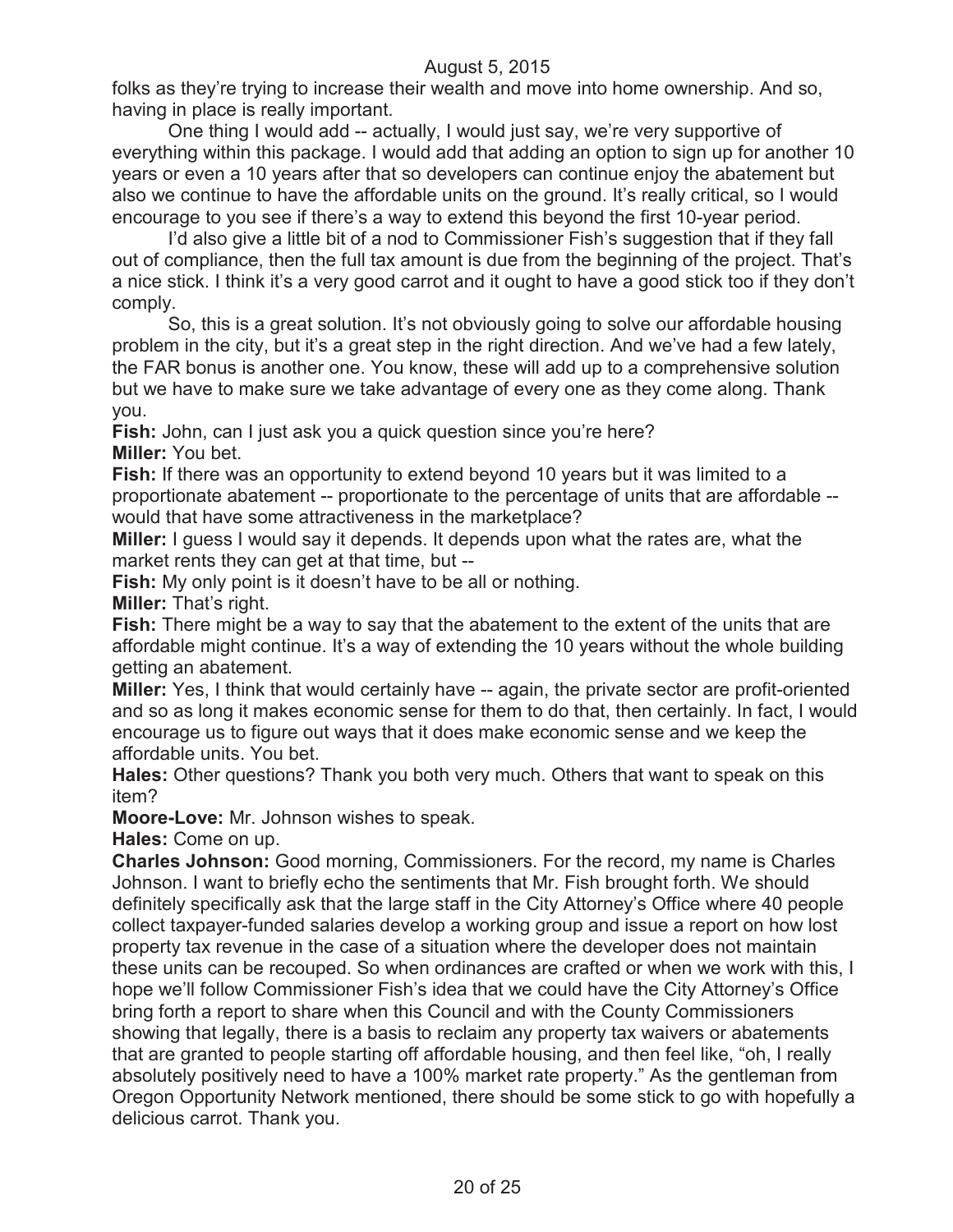folks as they're trying to increase their wealth and move into home ownership. And so, having in place is really important.

One thing I would add -- actually, I would just say, we're very supportive of everything within this package. I would add that adding an option to sign up for another 10 years or even a 10 years after that so developers can continue enjoy the abatement but also we continue to have the affordable units on the ground. It's really critical, so I would encourage to you see if there's a way to extend this beyond the first 10-year period.

I'd also give a little bit of a nod to Commissioner Fish's suggestion that if they fall out of compliance, then the full tax amount is due from the beginning of the project. That's a nice stick. I think it's a very good carrot and it ought to have a good stick too if they don't comply.

So, this is a great solution. It's not obviously going to solve our affordable housing problem in the city, but it's a great step in the right direction. And we've had a few lately, the FAR bonus is another one. You know, these will add up to a comprehensive solution but we have to make sure we take advantage of every one as they come along. Thank you.

**Fish:** John, can I just ask you a quick question since you're here?

**Miller:** You bet.

**Fish:** If there was an opportunity to extend beyond 10 years but it was limited to a proportionate abatement -- proportionate to the percentage of units that are affordable -- would that have some attractiveness in the marketplace?

**Miller:** I guess I would say it depends. It depends upon what the rates are, what the market rents they can get at that time, but --

**Fish:** My only point is it doesn't have to be all or nothing.

**Miller:** That's right.

**Fish:** There might be a way to say that the abatement to the extent of the units that are affordable might continue. It's a way of extending the 10 years without the whole building getting an abatement.

**Miller:** Yes, I think that would certainly have -- again, the private sector are profit-oriented and so as long it makes economic sense for them to do that, then certainly. In fact, I would encourage us to figure out ways that it does make economic sense and we keep the affordable units. You bet.

**Hales:** Other questions? Thank you both very much. Others that want to speak on this item?

**Moore-Love:** Mr. Johnson wishes to speak.

**Hales:** Come on up.

**Charles Johnson:** Good morning, Commissioners. For the record, my name is Charles Johnson. I want to briefly echo the sentiments that Mr. Fish brought forth. We should definitely specifically ask that the large staff in the City Attorney's Office where 40 people collect taxpayer-funded salaries develop a working group and issue a report on how lost property tax revenue in the case of a situation where the developer does not maintain these units can be recouped. So when ordinances are crafted or when we work with this, I hope we'll follow Commissioner Fish's idea that we could have the City Attorney's Office bring forth a report to share when this Council and with the County Commissioners showing that legally, there is a basis to reclaim any property tax waivers or abatements that are granted to people starting off affordable housing, and then feel like, "oh, I really absolutely positively need to have a 100% market rate property." As the gentleman from Oregon Opportunity Network mentioned, there should be some stick to go with hopefully a delicious carrot. Thank you.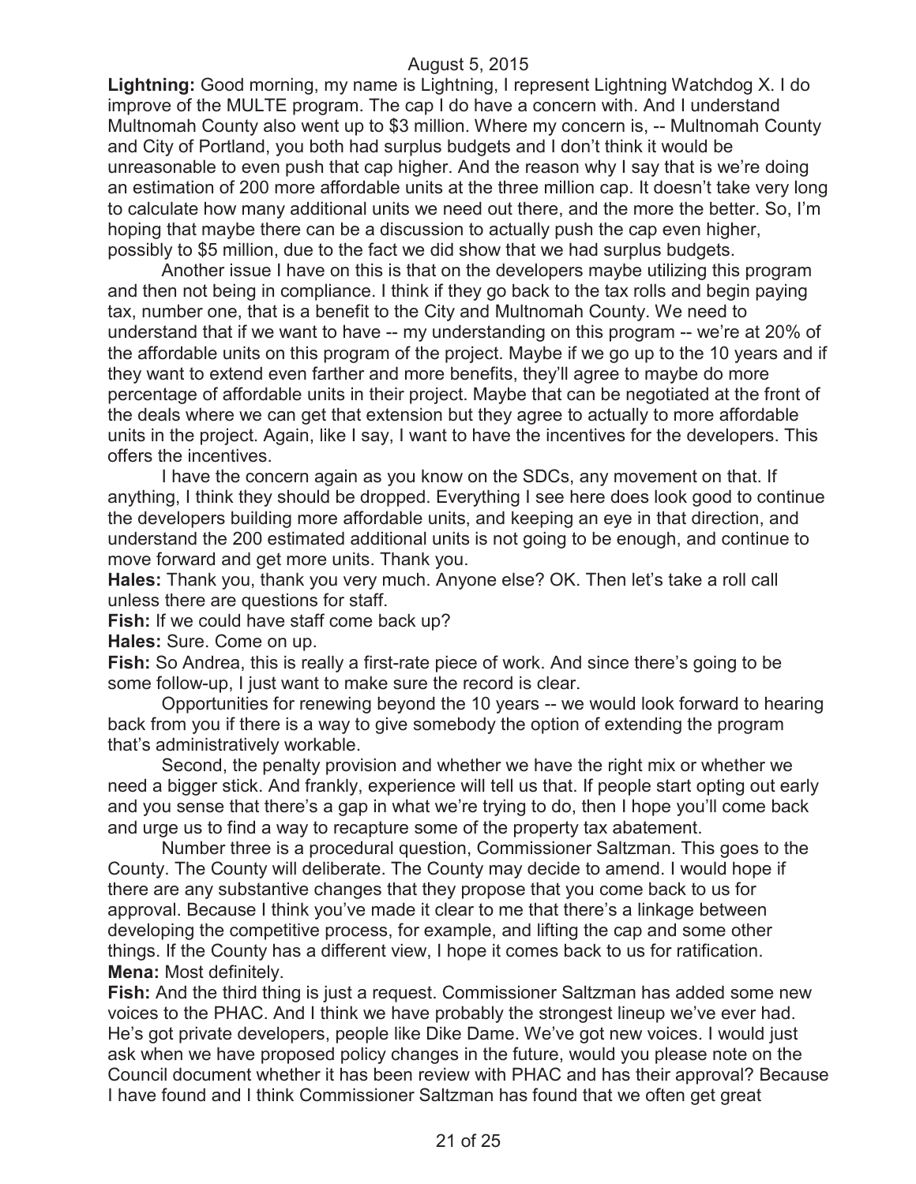**Lightning:** Good morning, my name is Lightning, I represent Lightning Watchdog X. I do improve of the MULTE program. The cap I do have a concern with. And I understand Multnomah County also went up to $3 million. Where my concern is, -- Multnomah County and City of Portland, you both had surplus budgets and I don't think it would be unreasonable to even push that cap higher. And the reason why I say that is we're doing an estimation of 200 more affordable units at the three million cap. It doesn't take very long to calculate how many additional units we need out there, and the more the better. So, I'm hoping that maybe there can be a discussion to actually push the cap even higher, possibly to $5 million, due to the fact we did show that we had surplus budgets.

Another issue I have on this is that on the developers maybe utilizing this program and then not being in compliance. I think if they go back to the tax rolls and begin paying tax, number one, that is a benefit to the City and Multnomah County. We need to understand that if we want to have -- my understanding on this program -- we're at 20% of the affordable units on this program of the project. Maybe if we go up to the 10 years and if they want to extend even farther and more benefits, they'll agree to maybe do more percentage of affordable units in their project. Maybe that can be negotiated at the front of the deals where we can get that extension but they agree to actually to more affordable units in the project. Again, like I say, I want to have the incentives for the developers. This offers the incentives.

I have the concern again as you know on the SDCs, any movement on that. If anything, I think they should be dropped. Everything I see here does look good to continue the developers building more affordable units, and keeping an eye in that direction, and understand the 200 estimated additional units is not going to be enough, and continue to move forward and get more units. Thank you.

**Hales:** Thank you, thank you very much. Anyone else? OK. Then let's take a roll call unless there are questions for staff.

**Fish:** If we could have staff come back up?

**Hales:** Sure. Come on up.

**Fish:** So Andrea, this is really a first-rate piece of work. And since there's going to be some follow-up, I just want to make sure the record is clear.

Opportunities for renewing beyond the 10 years -- we would look forward to hearing back from you if there is a way to give somebody the option of extending the program that's administratively workable.

Second, the penalty provision and whether we have the right mix or whether we need a bigger stick. And frankly, experience will tell us that. If people start opting out early and you sense that there's a gap in what we're trying to do, then I hope you'll come back and urge us to find a way to recapture some of the property tax abatement.

Number three is a procedural question, Commissioner Saltzman. This goes to the County. The County will deliberate. The County may decide to amend. I would hope if there are any substantive changes that they propose that you come back to us for approval. Because I think you've made it clear to me that there's a linkage between developing the competitive process, for example, and lifting the cap and some other things. If the County has a different view, I hope it comes back to us for ratification.

**Mena:** Most definitely.

**Fish:** And the third thing is just a request. Commissioner Saltzman has added some new voices to the PHAC. And I think we have probably the strongest lineup we've ever had. He's got private developers, people like Dike Dame. We've got new voices. I would just ask when we have proposed policy changes in the future, would you please note on the Council document whether it has been review with PHAC and has their approval? Because I have found and I think Commissioner Saltzman has found that we often get great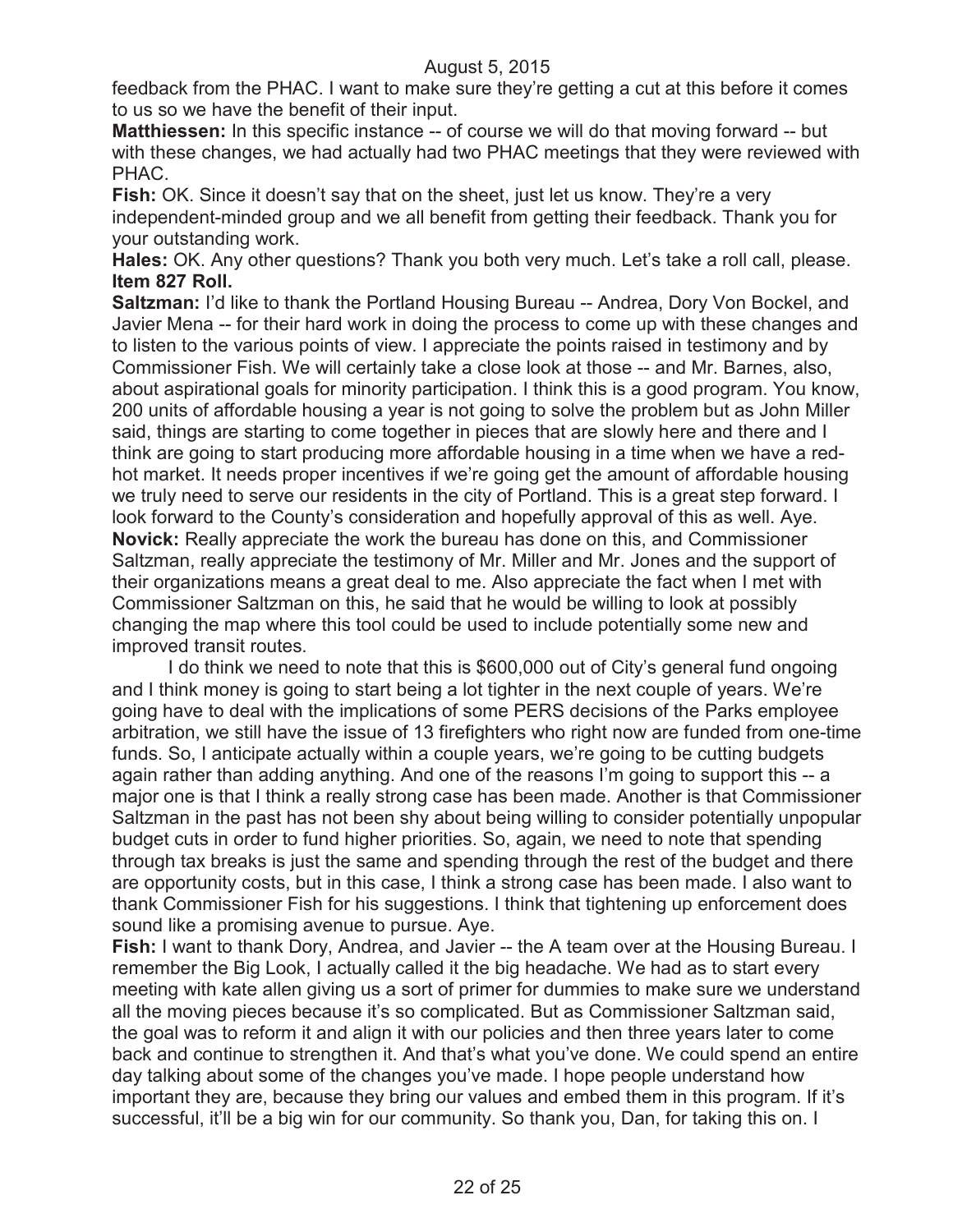feedback from the PHAC. I want to make sure they're getting a cut at this before it comes to us so we have the benefit of their input.

**Matthiessen:** In this specific instance -- of course we will do that moving forward -- but with these changes, we had actually had two PHAC meetings that they were reviewed with PHAC.

**Fish:** OK. Since it doesn't say that on the sheet, just let us know. They're a very independent-minded group and we all benefit from getting their feedback. Thank you for your outstanding work.

**Hales:** OK. Any other questions? Thank you both very much. Let's take a roll call, please.

**Item 827 Roll.**

**Saltzman:** I'd like to thank the Portland Housing Bureau -- Andrea, Dory Von Bockel, and Javier Mena -- for their hard work in doing the process to come up with these changes and to listen to the various points of view. I appreciate the points raised in testimony and by Commissioner Fish. We will certainly take a close look at those -- and Mr. Barnes, also, about aspirational goals for minority participation. I think this is a good program. You know, 200 units of affordable housing a year is not going to solve the problem but as John Miller said, things are starting to come together in pieces that are slowly here and there and I think are going to start producing more affordable housing in a time when we have a red-hot market. It needs proper incentives if we're going get the amount of affordable housing we truly need to serve our residents in the city of Portland. This is a great step forward. I look forward to the County's consideration and hopefully approval of this as well. Aye.

**Novick:** Really appreciate the work the bureau has done on this, and Commissioner Saltzman, really appreciate the testimony of Mr. Miller and Mr. Jones and the support of their organizations means a great deal to me. Also appreciate the fact when I met with Commissioner Saltzman on this, he said that he would be willing to look at possibly changing the map where this tool could be used to include potentially some new and improved transit routes.

I do think we need to note that this is $600,000 out of City's general fund ongoing and I think money is going to start being a lot tighter in the next couple of years. We're going have to deal with the implications of some PERS decisions of the Parks employee arbitration, we still have the issue of 13 firefighters who right now are funded from one-time funds. So, I anticipate actually within a couple years, we're going to be cutting budgets again rather than adding anything. And one of the reasons I'm going to support this -- a major one is that I think a really strong case has been made. Another is that Commissioner Saltzman in the past has not been shy about being willing to consider potentially unpopular budget cuts in order to fund higher priorities. So, again, we need to note that spending through tax breaks is just the same and spending through the rest of the budget and there are opportunity costs, but in this case, I think a strong case has been made. I also want to thank Commissioner Fish for his suggestions. I think that tightening up enforcement does sound like a promising avenue to pursue. Aye.

**Fish:** I want to thank Dory, Andrea, and Javier -- the A team over at the Housing Bureau. I remember the Big Look, I actually called it the big headache. We had as to start every meeting with kate allen giving us a sort of primer for dummies to make sure we understand all the moving pieces because it's so complicated. But as Commissioner Saltzman said, the goal was to reform it and align it with our policies and then three years later to come back and continue to strengthen it. And that's what you've done. We could spend an entire day talking about some of the changes you've made. I hope people understand how important they are, because they bring our values and embed them in this program. If it's successful, it'll be a big win for our community. So thank you, Dan, for taking this on. I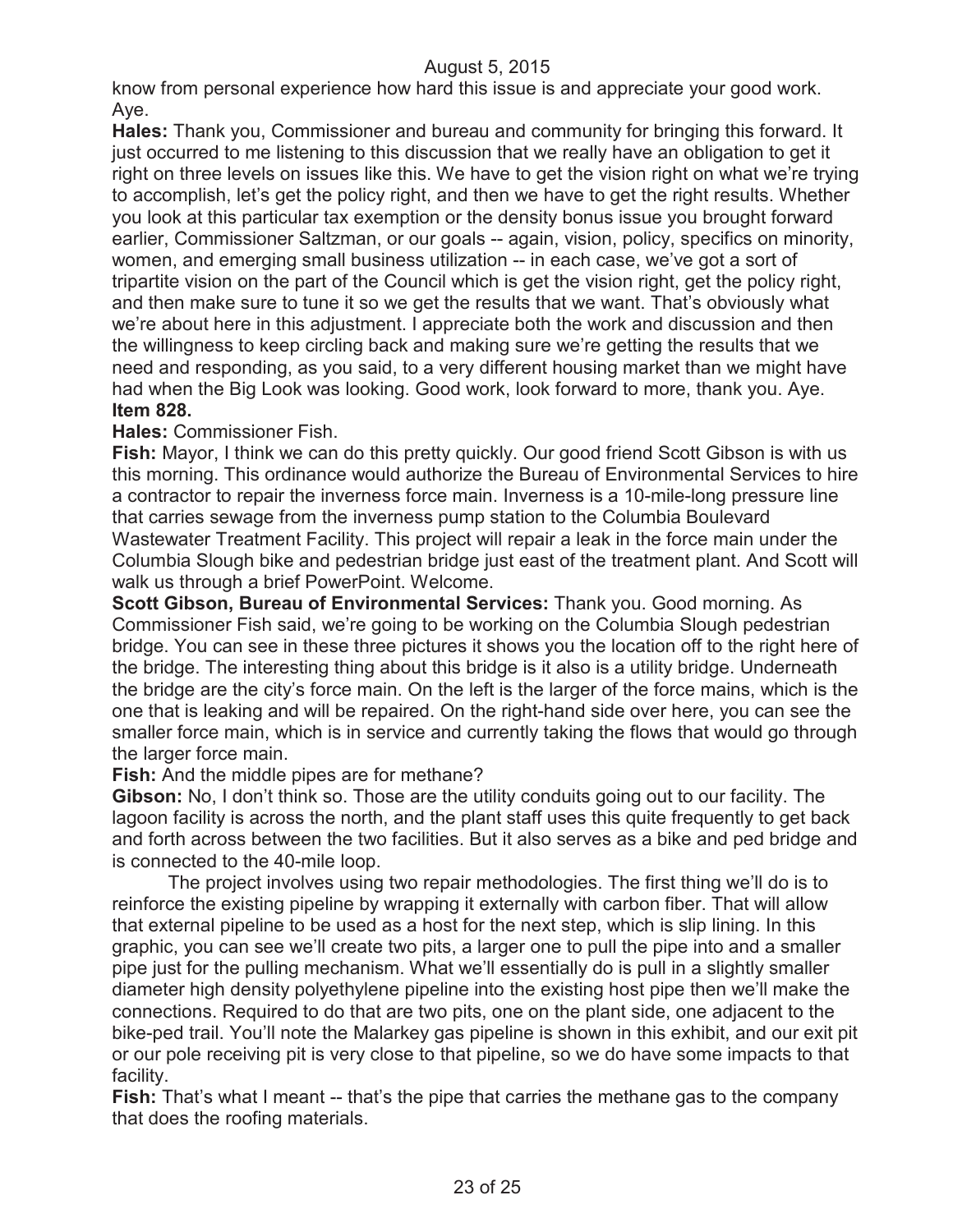know from personal experience how hard this issue is and appreciate your good work. Aye.

**Hales:** Thank you, Commissioner and bureau and community for bringing this forward. It just occurred to me listening to this discussion that we really have an obligation to get it right on three levels on issues like this. We have to get the vision right on what we're trying to accomplish, let's get the policy right, and then we have to get the right results. Whether you look at this particular tax exemption or the density bonus issue you brought forward earlier, Commissioner Saltzman, or our goals -- again, vision, policy, specifics on minority, women, and emerging small business utilization -- in each case, we've got a sort of tripartite vision on the part of the Council which is get the vision right, get the policy right, and then make sure to tune it so we get the results that we want. That's obviously what we're about here in this adjustment. I appreciate both the work and discussion and then the willingness to keep circling back and making sure we're getting the results that we need and responding, as you said, to a very different housing market than we might have had when the Big Look was looking. Good work, look forward to more, thank you. Aye.

**Item 828.**

**Hales:** Commissioner Fish.

**Fish:** Mayor, I think we can do this pretty quickly. Our good friend Scott Gibson is with us this morning. This ordinance would authorize the Bureau of Environmental Services to hire a contractor to repair the inverness force main. Inverness is a 10-mile-long pressure line that carries sewage from the inverness pump station to the Columbia Boulevard Wastewater Treatment Facility. This project will repair a leak in the force main under the Columbia Slough bike and pedestrian bridge just east of the treatment plant. And Scott will walk us through a brief PowerPoint. Welcome.

**Scott Gibson, Bureau of Environmental Services:** Thank you. Good morning. As Commissioner Fish said, we're going to be working on the Columbia Slough pedestrian bridge. You can see in these three pictures it shows you the location off to the right here of the bridge. The interesting thing about this bridge is it also is a utility bridge. Underneath the bridge are the city's force main. On the left is the larger of the force mains, which is the one that is leaking and will be repaired. On the right-hand side over here, you can see the smaller force main, which is in service and currently taking the flows that would go through the larger force main.

**Fish:** And the middle pipes are for methane?

**Gibson:** No, I don't think so. Those are the utility conduits going out to our facility. The lagoon facility is across the north, and the plant staff uses this quite frequently to get back and forth across between the two facilities. But it also serves as a bike and ped bridge and is connected to the 40-mile loop.

The project involves using two repair methodologies. The first thing we'll do is to reinforce the existing pipeline by wrapping it externally with carbon fiber. That will allow that external pipeline to be used as a host for the next step, which is slip lining. In this graphic, you can see we'll create two pits, a larger one to pull the pipe into and a smaller pipe just for the pulling mechanism. What we'll essentially do is pull in a slightly smaller diameter high density polyethylene pipeline into the existing host pipe then we'll make the connections. Required to do that are two pits, one on the plant side, one adjacent to the bike-ped trail. You'll note the Malarkey gas pipeline is shown in this exhibit, and our exit pit or our pole receiving pit is very close to that pipeline, so we do have some impacts to that facility.

**Fish:** That's what I meant -- that's the pipe that carries the methane gas to the company that does the roofing materials.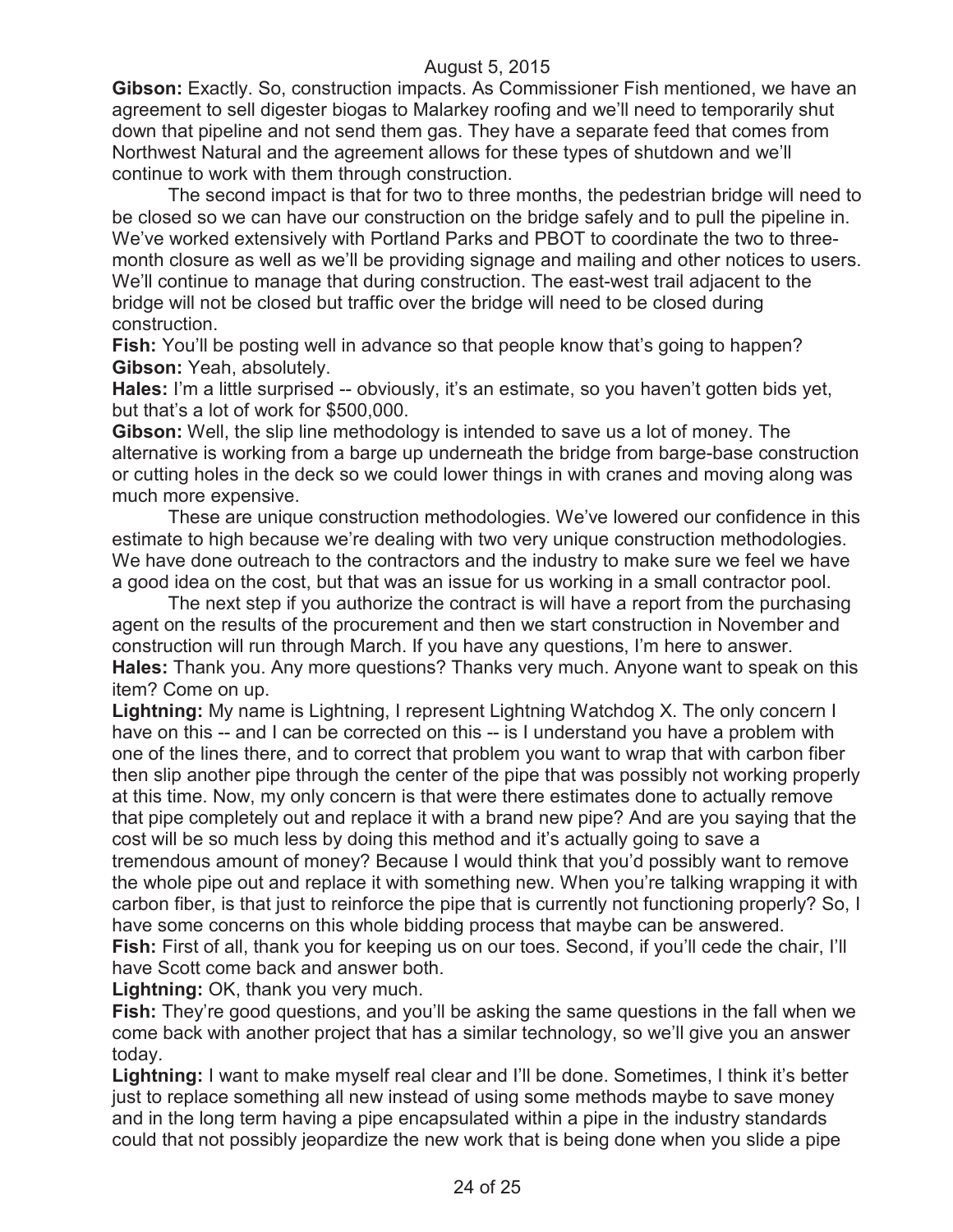**Gibson:** Exactly. So, construction impacts. As Commissioner Fish mentioned, we have an agreement to sell digester biogas to Malarkey roofing and we'll need to temporarily shut down that pipeline and not send them gas. They have a separate feed that comes from Northwest Natural and the agreement allows for these types of shutdown and we'll continue to work with them through construction.

The second impact is that for two to three months, the pedestrian bridge will need to be closed so we can have our construction on the bridge safely and to pull the pipeline in. We've worked extensively with Portland Parks and PBOT to coordinate the two to three-month closure as well as we'll be providing signage and mailing and other notices to users. We'll continue to manage that during construction. The east-west trail adjacent to the bridge will not be closed but traffic over the bridge will need to be closed during construction.

**Fish:** You'll be posting well in advance so that people know that's going to happen?

**Gibson:** Yeah, absolutely.

**Hales:** I'm a little surprised -- obviously, it's an estimate, so you haven't gotten bids yet, but that's a lot of work for $500,000.

**Gibson:** Well, the slip line methodology is intended to save us a lot of money. The alternative is working from a barge up underneath the bridge from barge-base construction or cutting holes in the deck so we could lower things in with cranes and moving along was much more expensive.

These are unique construction methodologies. We've lowered our confidence in this estimate to high because we're dealing with two very unique construction methodologies. We have done outreach to the contractors and the industry to make sure we feel we have a good idea on the cost, but that was an issue for us working in a small contractor pool.

The next step if you authorize the contract is will have a report from the purchasing agent on the results of the procurement and then we start construction in November and construction will run through March. If you have any questions, I'm here to answer.

**Hales:** Thank you. Any more questions? Thanks very much. Anyone want to speak on this item? Come on up.

**Lightning:** My name is Lightning, I represent Lightning Watchdog X. The only concern I have on this -- and I can be corrected on this -- is I understand you have a problem with one of the lines there, and to correct that problem you want to wrap that with carbon fiber then slip another pipe through the center of the pipe that was possibly not working properly at this time. Now, my only concern is that were there estimates done to actually remove that pipe completely out and replace it with a brand new pipe? And are you saying that the cost will be so much less by doing this method and it's actually going to save a tremendous amount of money? Because I would think that you'd possibly want to remove the whole pipe out and replace it with something new. When you're talking wrapping it with carbon fiber, is that just to reinforce the pipe that is currently not functioning properly? So, I have some concerns on this whole bidding process that maybe can be answered.

**Fish:** First of all, thank you for keeping us on our toes. Second, if you'll cede the chair, I'll have Scott come back and answer both.

**Lightning:** OK, thank you very much.

**Fish:** They're good questions, and you'll be asking the same questions in the fall when we come back with another project that has a similar technology, so we'll give you an answer today.

**Lightning:** I want to make myself real clear and I'll be done. Sometimes, I think it's better just to replace something all new instead of using some methods maybe to save money and in the long term having a pipe encapsulated within a pipe in the industry standards could that not possibly jeopardize the new work that is being done when you slide a pipe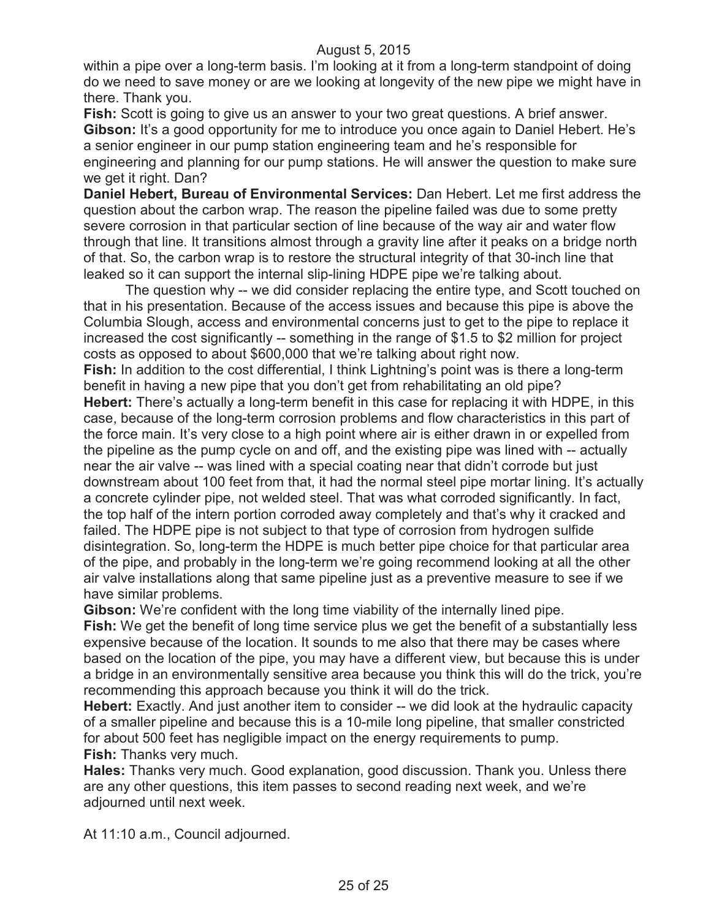within a pipe over a long-term basis. I'm looking at it from a long-term standpoint of doing do we need to save money or are we looking at longevity of the new pipe we might have in there. Thank you.

**Fish:** Scott is going to give us an answer to your two great questions. A brief answer.

**Gibson:** It's a good opportunity for me to introduce you once again to Daniel Hebert. He's a senior engineer in our pump station engineering team and he's responsible for engineering and planning for our pump stations. He will answer the question to make sure we get it right. Dan?

**Daniel Hebert, Bureau of Environmental Services:** Dan Hebert. Let me first address the question about the carbon wrap. The reason the pipeline failed was due to some pretty severe corrosion in that particular section of line because of the way air and water flow through that line. It transitions almost through a gravity line after it peaks on a bridge north of that. So, the carbon wrap is to restore the structural integrity of that 30-inch line that leaked so it can support the internal slip-lining HDPE pipe we're talking about.

The question why -- we did consider replacing the entire type, and Scott touched on that in his presentation. Because of the access issues and because this pipe is above the Columbia Slough, access and environmental concerns just to get to the pipe to replace it increased the cost significantly -- something in the range of $1.5 to $2 million for project costs as opposed to about $600,000 that we're talking about right now.

**Fish:** In addition to the cost differential, I think Lightning's point was is there a long-term benefit in having a new pipe that you don't get from rehabilitating an old pipe?

**Hebert:** There's actually a long-term benefit in this case for replacing it with HDPE, in this case, because of the long-term corrosion problems and flow characteristics in this part of the force main. It's very close to a high point where air is either drawn in or expelled from the pipeline as the pump cycle on and off, and the existing pipe was lined with -- actually near the air valve -- was lined with a special coating near that didn't corrode but just downstream about 100 feet from that, it had the normal steel pipe mortar lining. It's actually a concrete cylinder pipe, not welded steel. That was what corroded significantly. In fact, the top half of the intern portion corroded away completely and that's why it cracked and failed. The HDPE pipe is not subject to that type of corrosion from hydrogen sulfide disintegration. So, long-term the HDPE is much better pipe choice for that particular area of the pipe, and probably in the long-term we're going recommend looking at all the other air valve installations along that same pipeline just as a preventive measure to see if we have similar problems.

**Gibson:** We're confident with the long time viability of the internally lined pipe.

**Fish:** We get the benefit of long time service plus we get the benefit of a substantially less expensive because of the location. It sounds to me also that there may be cases where based on the location of the pipe, you may have a different view, but because this is under a bridge in an environmentally sensitive area because you think this will do the trick, you're recommending this approach because you think it will do the trick.

**Hebert:** Exactly. And just another item to consider -- we did look at the hydraulic capacity of a smaller pipeline and because this is a 10-mile long pipeline, that smaller constricted for about 500 feet has negligible impact on the energy requirements to pump.

**Fish:** Thanks very much.

**Hales:** Thanks very much. Good explanation, good discussion. Thank you. Unless there are any other questions, this item passes to second reading next week, and we're adjourned until next week.

At 11:10 a.m., Council adjourned.